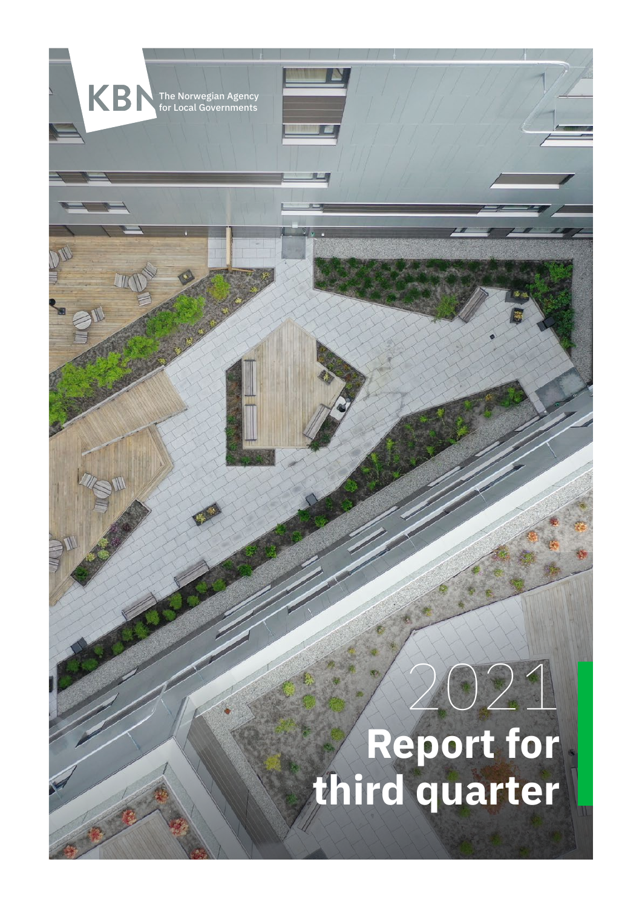KBN The Norwegian Agency for Local Governments

# 2021 Report for third quarter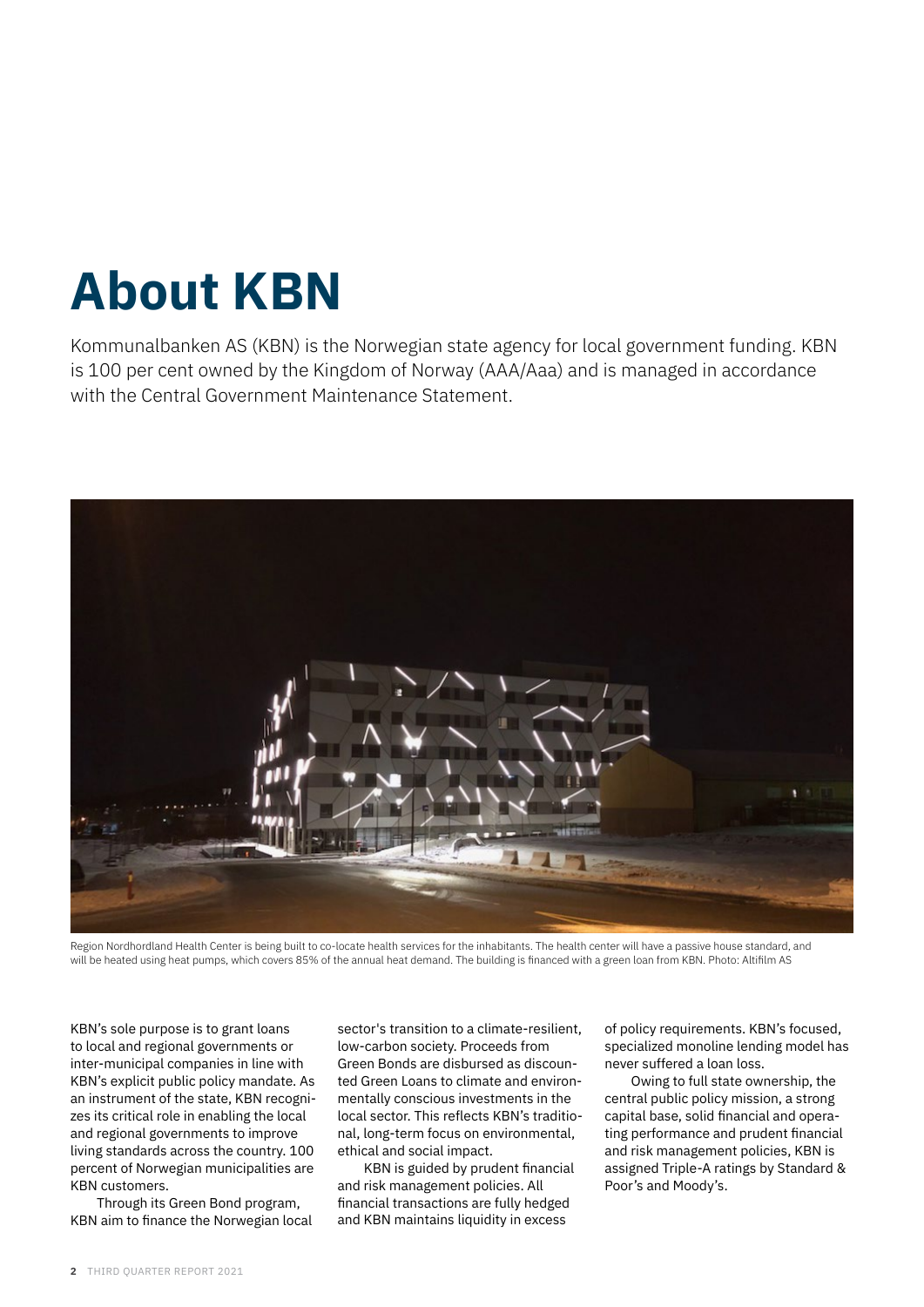# About KBN

Kommunalbanken AS (KBN) is the Norwegian state agency for local government funding. KBN is 100 per cent owned by the Kingdom of Norway (AAA/Aaa) and is managed in accordance with the Central Government Maintenance Statement.

Region Nordhordland Health Center is being built to co-locate health services for the inhabitants. The health center will have a passive house standard, and will be heated using heat pumps, which covers 85% of the annual heat demand. The building is financed with a green loan from KBN. Photo: Altifilm AS

KBN's sole purpose is to grant loans to local and regional governments or inter-municipal companies in line with KBN's explicit public policy mandate. As an instrument of the state, KBN recognizes its critical role in enabling the local and regional governments to improve living standards across the country. 100 percent of Norwegian municipalities are KBN customers.

Through its Green Bond program, KBN aim to finance the Norwegian local sector's transition to a climate-resilient, low-carbon society. Proceeds from Green Bonds are disbursed as discounted Green Loans to climate and environmentally conscious investments in the local sector. This reflects KBN's traditional, long-term focus on environmental, ethical and social impact.

KBN is guided by prudent financial and risk management policies. All financial transactions are fully hedged and KBN maintains liquidity in excess of policy requirements. KBN's focused, specialized monoline lending model has never suffered a loan loss.

Owing to full state ownership, the central public policy mission, a strong capital base, solid financial and operating performance and prudent financial and risk management policies, KBN is assigned Triple-A ratings by Standard & Poor's and Moody's.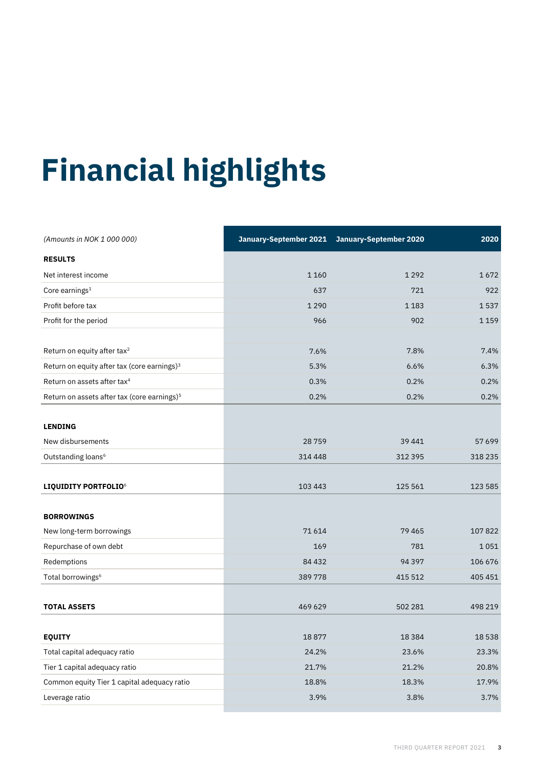# Financial highlights

| *(Amounts in NOK 1 000 000)* | January-September 2021 | January-September 2020 | 2020 |
|---|---|---|---|
| **RESULTS** | | | |
| Net interest income | 1 160 | 1 292 | 1 672 |
| Core earnings[1] | 637 | 721 | 922 |
| Profit before tax | 1 290 | 1 183 | 1 537 |
| Profit for the period | 966 | 902 | 1 159 |
| | | | |
| Return on equity after tax[2] | 7.6% | 7.8% | 7.4% |
| Return on equity after tax (core earnings)[3] | 5.3% | 6.6% | 6.3% |
| Return on assets after tax[4] | 0.3% | 0.2% | 0.2% |
| Return on assets after tax (core earnings)[5] | 0.2% | 0.2% | 0.2% |
| | | | |
| **LENDING** | | | |
| New disbursements | 28 759 | 39 441 | 57 699 |
| Outstanding loans[6] | 314 448 | 312 395 | 318 235 |
| | | | |
| **LIQUIDITY PORTFOLIO**[6] | 103 443 | 125 561 | 123 585 |
| | | | |
| **BORROWINGS** | | | |
| New long-term borrowings | 71 614 | 79 465 | 107 822 |
| Repurchase of own debt | 169 | 781 | 1 051 |
| Redemptions | 84 432 | 94 397 | 106 676 |
| Total borrowings[6] | 389 778 | 415 512 | 405 451 |
| | | | |
| **TOTAL ASSETS** | 469 629 | 502 281 | 498 219 |
| | | | |
| **EQUITY** | 18 877 | 18 384 | 18 538 |
| Total capital adequacy ratio | 24.2% | 23.6% | 23.3% |
| Tier 1 capital adequacy ratio | 21.7% | 21.2% | 20.8% |
| Common equity Tier 1 capital adequacy ratio | 18.8% | 18.3% | 17.9% |
| Leverage ratio | 3.9% | 3.8% | 3.7% |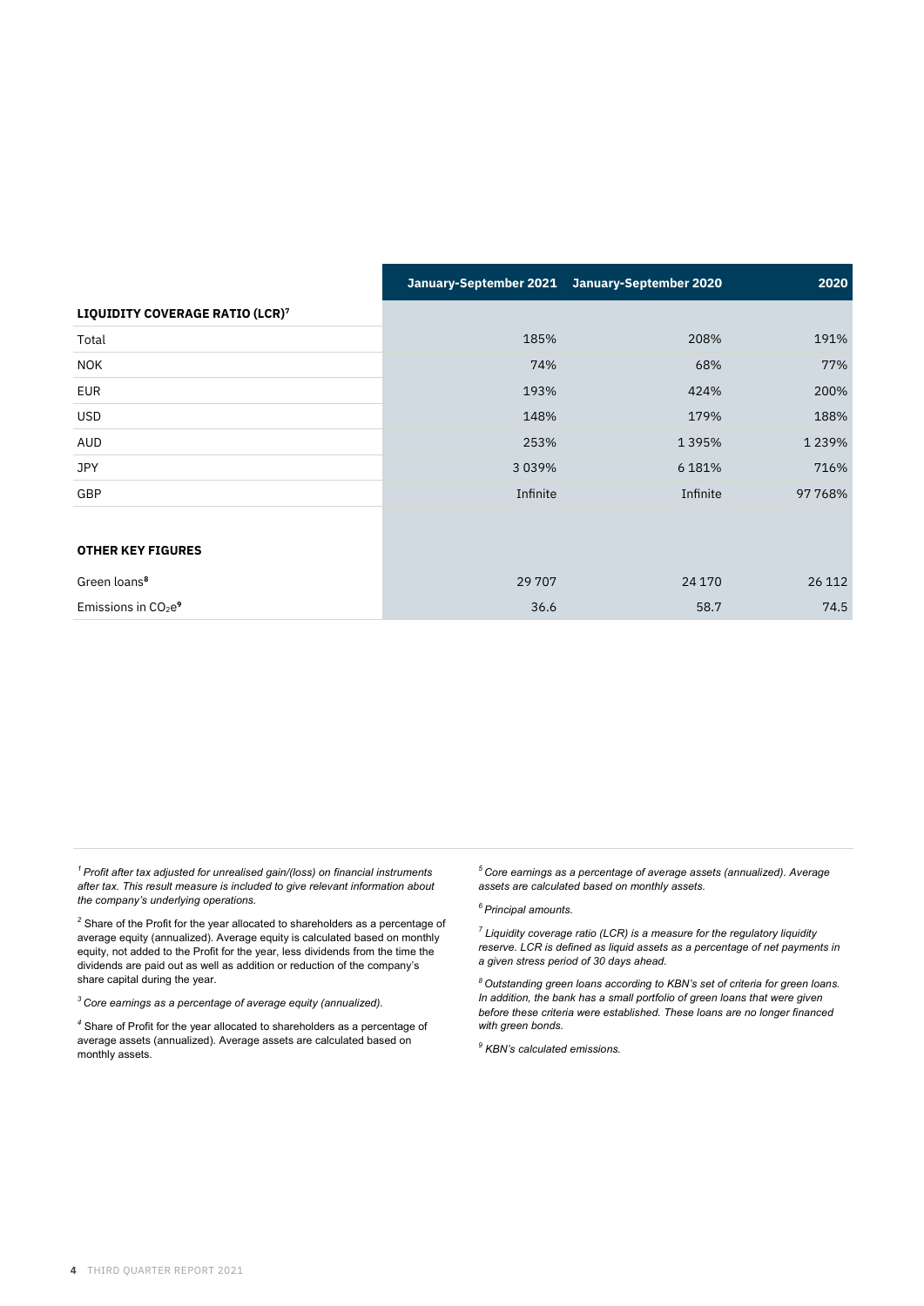| | January-September 2021 | January-September 2020 | 2020 |
|---|---|---|---|
| **LIQUIDITY COVERAGE RATIO (LCR)[7]** | | | |
| Total | 185% | 208% | 191% |
| NOK | 74% | 68% | 77% |
| EUR | 193% | 424% | 200% |
| USD | 148% | 179% | 188% |
| AUD | 253% | 1 395% | 1 239% |
| JPY | 3 039% | 6 181% | 716% |
| GBP | Infinite | Infinite | 97 768% |
| | | | |
| **OTHER KEY FIGURES** | | | |
| Green loans[8] | 29 707 | 24 170 | 26 112 |
| Emissions in $CO_2e$[9] | 36.6 | 58.7 | 74.5 |

[1] *Profit after tax adjusted for unrealised gain/(loss) on financial instruments after tax. This result measure is included to give relevant information about the company's underlying operations.*

[2] Share of the Profit for the year allocated to shareholders as a percentage of average equity (annualized). Average equity is calculated based on monthly equity, not added to the Profit for the year, less dividends from the time the dividends are paid out as well as addition or reduction of the company's share capital during the year.

[3] *Core earnings as a percentage of average equity (annualized).*

[4] Share of Profit for the year allocated to shareholders as a percentage of average assets (annualized). Average assets are calculated based on monthly assets.

[5] *Core earnings as a percentage of average assets (annualized). Average assets are calculated based on monthly assets.*

[6] *Principal amounts.*

[7] *Liquidity coverage ratio (LCR) is a measure for the regulatory liquidity reserve. LCR is defined as liquid assets as a percentage of net payments in a given stress period of 30 days ahead.*

[8] *Outstanding green loans according to KBN's set of criteria for green loans. In addition, the bank has a small portfolio of green loans that were given before these criteria were established. These loans are no longer financed with green bonds.*

[9] *KBN's calculated emissions.*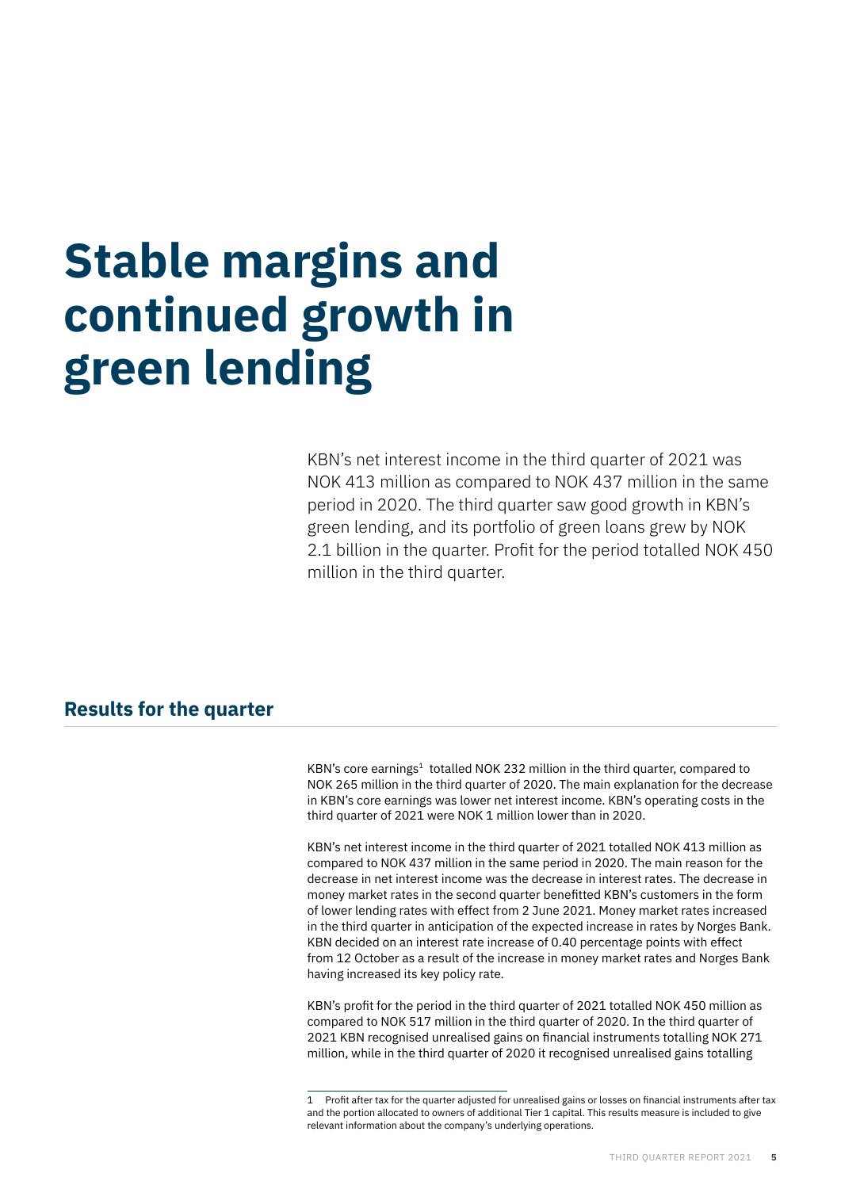# Stable margins and continued growth in green lending

KBN's net interest income in the third quarter of 2021 was NOK 413 million as compared to NOK 437 million in the same period in 2020. The third quarter saw good growth in KBN's green lending, and its portfolio of green loans grew by NOK 2.1 billion in the quarter. Profit for the period totalled NOK 450 million in the third quarter.

## Results for the quarter

KBN's core earnings[1] totalled NOK 232 million in the third quarter, compared to NOK 265 million in the third quarter of 2020. The main explanation for the decrease in KBN's core earnings was lower net interest income. KBN's operating costs in the third quarter of 2021 were NOK 1 million lower than in 2020.

KBN's net interest income in the third quarter of 2021 totalled NOK 413 million as compared to NOK 437 million in the same period in 2020. The main reason for the decrease in net interest income was the decrease in interest rates. The decrease in money market rates in the second quarter benefitted KBN's customers in the form of lower lending rates with effect from 2 June 2021. Money market rates increased in the third quarter in anticipation of the expected increase in rates by Norges Bank. KBN decided on an interest rate increase of 0.40 percentage points with effect from 12 October as a result of the increase in money market rates and Norges Bank having increased its key policy rate.

KBN's profit for the period in the third quarter of 2021 totalled NOK 450 million as compared to NOK 517 million in the third quarter of 2020. In the third quarter of 2021 KBN recognised unrealised gains on financial instruments totalling NOK 271 million, while in the third quarter of 2020 it recognised unrealised gains totalling

---

1 Profit after tax for the quarter adjusted for unrealised gains or losses on financial instruments after tax and the portion allocated to owners of additional Tier 1 capital. This results measure is included to give relevant information about the company's underlying operations.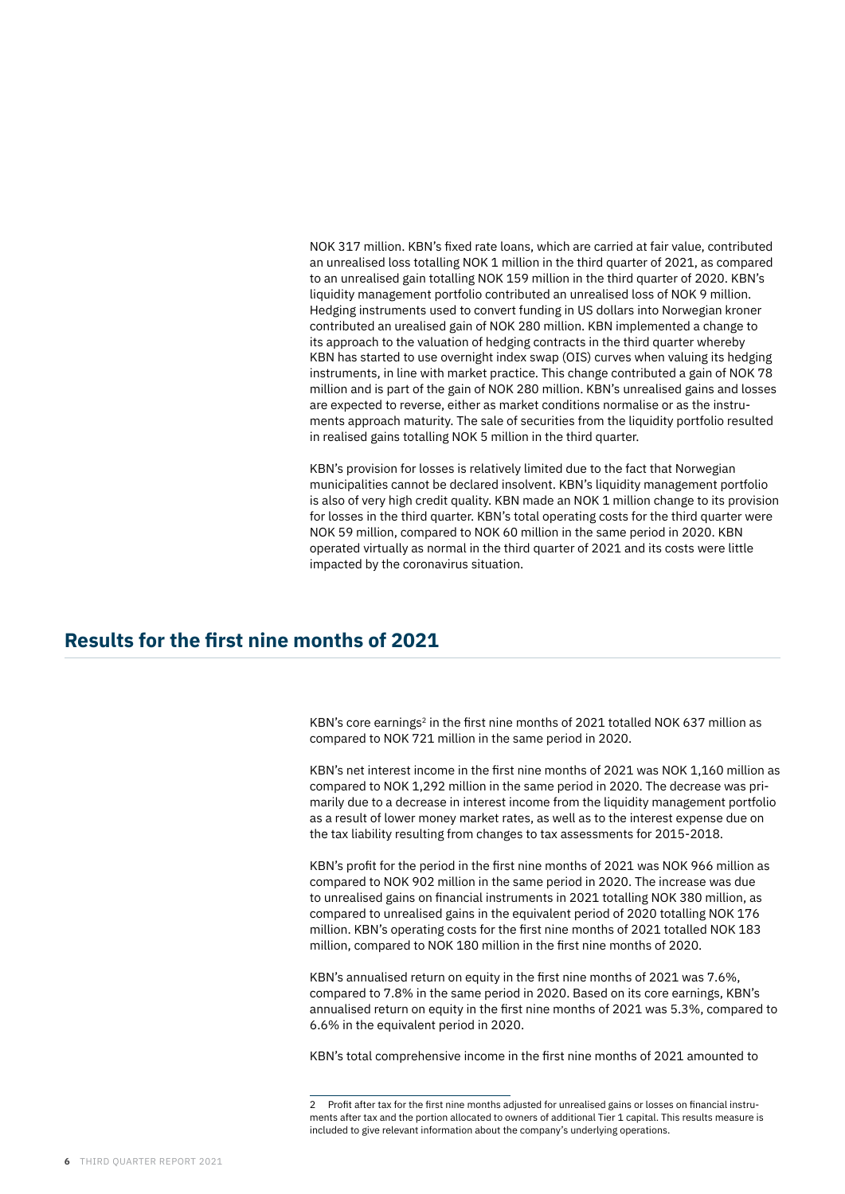NOK 317 million. KBN's fixed rate loans, which are carried at fair value, contributed an unrealised loss totalling NOK 1 million in the third quarter of 2021, as compared to an unrealised gain totalling NOK 159 million in the third quarter of 2020. KBN's liquidity management portfolio contributed an unrealised loss of NOK 9 million. Hedging instruments used to convert funding in US dollars into Norwegian kroner contributed an urealised gain of NOK 280 million. KBN implemented a change to its approach to the valuation of hedging contracts in the third quarter whereby KBN has started to use overnight index swap (OIS) curves when valuing its hedging instruments, in line with market practice. This change contributed a gain of NOK 78 million and is part of the gain of NOK 280 million. KBN's unrealised gains and losses are expected to reverse, either as market conditions normalise or as the instruments approach maturity. The sale of securities from the liquidity portfolio resulted in realised gains totalling NOK 5 million in the third quarter.

KBN's provision for losses is relatively limited due to the fact that Norwegian municipalities cannot be declared insolvent. KBN's liquidity management portfolio is also of very high credit quality. KBN made an NOK 1 million change to its provision for losses in the third quarter. KBN's total operating costs for the third quarter were NOK 59 million, compared to NOK 60 million in the same period in 2020. KBN operated virtually as normal in the third quarter of 2021 and its costs were little impacted by the coronavirus situation.

## Results for the first nine months of 2021

KBN's core earnings[2] in the first nine months of 2021 totalled NOK 637 million as compared to NOK 721 million in the same period in 2020.

KBN's net interest income in the first nine months of 2021 was NOK 1,160 million as compared to NOK 1,292 million in the same period in 2020. The decrease was primarily due to a decrease in interest income from the liquidity management portfolio as a result of lower money market rates, as well as to the interest expense due on the tax liability resulting from changes to tax assessments for 2015-2018.

KBN's profit for the period in the first nine months of 2021 was NOK 966 million as compared to NOK 902 million in the same period in 2020. The increase was due to unrealised gains on financial instruments in 2021 totalling NOK 380 million, as compared to unrealised gains in the equivalent period of 2020 totalling NOK 176 million. KBN's operating costs for the first nine months of 2021 totalled NOK 183 million, compared to NOK 180 million in the first nine months of 2020.

KBN's annualised return on equity in the first nine months of 2021 was 7.6%, compared to 7.8% in the same period in 2020. Based on its core earnings, KBN's annualised return on equity in the first nine months of 2021 was 5.3%, compared to 6.6% in the equivalent period in 2020.

KBN's total comprehensive income in the first nine months of 2021 amounted to

---

2 Profit after tax for the first nine months adjusted for unrealised gains or losses on financial instruments after tax and the portion allocated to owners of additional Tier 1 capital. This results measure is included to give relevant information about the company's underlying operations.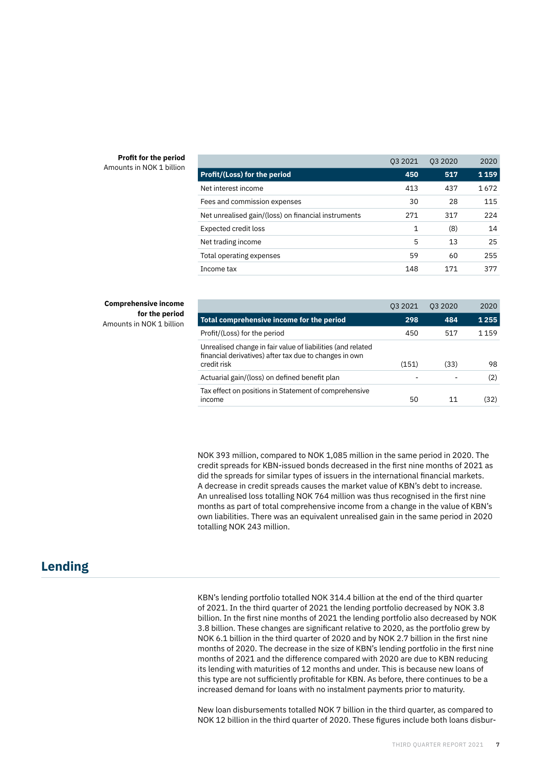**Profit for the period**
Amounts in NOK 1 billion

| | Q3 2021 | Q3 2020 | 2020 |
|---|---|---|---|
| **Profit/(Loss) for the period** | **450** | **517** | **1 159** |
| Net interest income | 413 | 437 | 1 672 |
| Fees and commission expenses | 30 | 28 | 115 |
| Net unrealised gain/(loss) on financial instruments | 271 | 317 | 224 |
| Expected credit loss | 1 | (8) | 14 |
| Net trading income | 5 | 13 | 25 |
| Total operating expenses | 59 | 60 | 255 |
| Income tax | 148 | 171 | 377 |

**Comprehensive income for the period**
Amounts in NOK 1 billion

| | Q3 2021 | Q3 2020 | 2020 |
|---|---|---|---|
| **Total comprehensive income for the period** | **298** | **484** | **1 255** |
| Profit/(Loss) for the period | 450 | 517 | 1 159 |
| Unrealised change in fair value of liabilities (and related financial derivatives) after tax due to changes in own credit risk | (151) | (33) | 98 |
| Actuarial gain/(loss) on defined benefit plan | - | - | (2) |
| Tax effect on positions in Statement of comprehensive income | 50 | 11 | (32) |

NOK 393 million, compared to NOK 1,085 million in the same period in 2020. The credit spreads for KBN-issued bonds decreased in the first nine months of 2021 as did the spreads for similar types of issuers in the international financial markets. A decrease in credit spreads causes the market value of KBN's debt to increase. An unrealised loss totalling NOK 764 million was thus recognised in the first nine months as part of total comprehensive income from a change in the value of KBN's own liabilities. There was an equivalent unrealised gain in the same period in 2020 totalling NOK 243 million.

## Lending

KBN's lending portfolio totalled NOK 314.4 billion at the end of the third quarter of 2021. In the third quarter of 2021 the lending portfolio decreased by NOK 3.8 billion. In the first nine months of 2021 the lending portfolio also decreased by NOK 3.8 billion. These changes are significant relative to 2020, as the portfolio grew by NOK 6.1 billion in the third quarter of 2020 and by NOK 2.7 billion in the first nine months of 2020. The decrease in the size of KBN's lending portfolio in the first nine months of 2021 and the difference compared with 2020 are due to KBN reducing its lending with maturities of 12 months and under. This is because new loans of this type are not sufficiently profitable for KBN. As before, there continues to be a increased demand for loans with no instalment payments prior to maturity.

New loan disbursements totalled NOK 7 billion in the third quarter, as compared to NOK 12 billion in the third quarter of 2020. These figures include both loans disbur-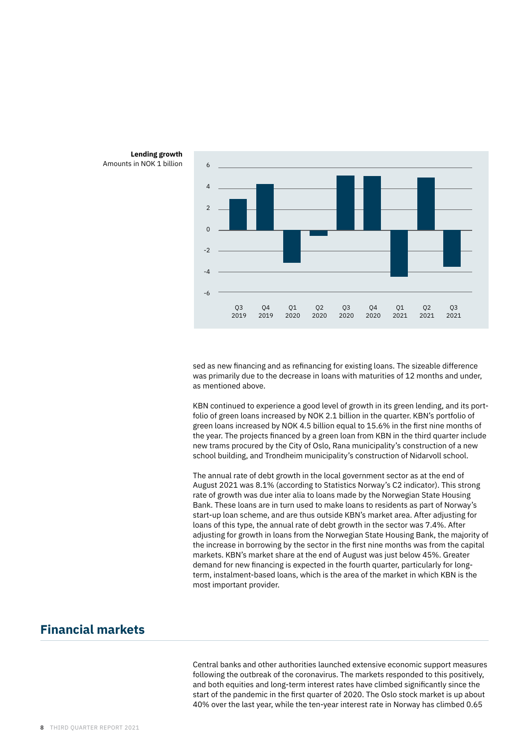**Lending growth**
Amounts in NOK 1 billion

sed as new financing and as refinancing for existing loans. The sizeable difference was primarily due to the decrease in loans with maturities of 12 months and under, as mentioned above.

KBN continued to experience a good level of growth in its green lending, and its portfolio of green loans increased by NOK 2.1 billion in the quarter. KBN's portfolio of green loans increased by NOK 4.5 billion equal to 15.6% in the first nine months of the year. The projects financed by a green loan from KBN in the third quarter include new trams procured by the City of Oslo, Rana municipality's construction of a new school building, and Trondheim municipality's construction of Nidarvoll school.

The annual rate of debt growth in the local government sector as at the end of August 2021 was 8.1% (according to Statistics Norway's C2 indicator). This strong rate of growth was due inter alia to loans made by the Norwegian State Housing Bank. These loans are in turn used to make loans to residents as part of Norway's start-up loan scheme, and are thus outside KBN's market area. After adjusting for loans of this type, the annual rate of debt growth in the sector was 7.4%. After adjusting for growth in loans from the Norwegian State Housing Bank, the majority of the increase in borrowing by the sector in the first nine months was from the capital markets. KBN's market share at the end of August was just below 45%. Greater demand for new financing is expected in the fourth quarter, particularly for long-term, instalment-based loans, which is the area of the market in which KBN is the most important provider.

## Financial markets

Central banks and other authorities launched extensive economic support measures following the outbreak of the coronavirus. The markets responded to this positively, and both equities and long-term interest rates have climbed significantly since the start of the pandemic in the first quarter of 2020. The Oslo stock market is up about 40% over the last year, while the ten-year interest rate in Norway has climbed 0.65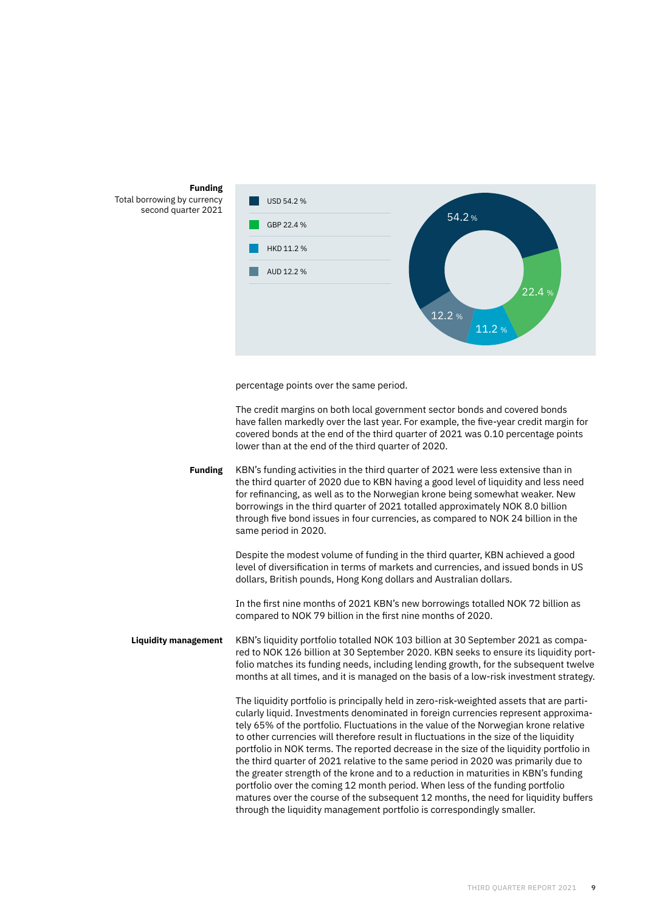**Funding**
Total borrowing by currency second quarter 2021

| Currency | Share |
|---|---|
| USD | 54.2 % |
| GBP | 22.4 % |
| HKD | 11.2 % |
| AUD | 12.2 % |

percentage points over the same period.

The credit margins on both local government sector bonds and covered bonds have fallen markedly over the last year. For example, the five-year credit margin for covered bonds at the end of the third quarter of 2021 was 0.10 percentage points lower than at the end of the third quarter of 2020.

**Funding**

KBN's funding activities in the third quarter of 2021 were less extensive than in the third quarter of 2020 due to KBN having a good level of liquidity and less need for refinancing, as well as to the Norwegian krone being somewhat weaker. New borrowings in the third quarter of 2021 totalled approximately NOK 8.0 billion through five bond issues in four currencies, as compared to NOK 24 billion in the same period in 2020.

Despite the modest volume of funding in the third quarter, KBN achieved a good level of diversification in terms of markets and currencies, and issued bonds in US dollars, British pounds, Hong Kong dollars and Australian dollars.

In the first nine months of 2021 KBN's new borrowings totalled NOK 72 billion as compared to NOK 79 billion in the first nine months of 2020.

**Liquidity management**

KBN's liquidity portfolio totalled NOK 103 billion at 30 September 2021 as compared to NOK 126 billion at 30 September 2020. KBN seeks to ensure its liquidity portfolio matches its funding needs, including lending growth, for the subsequent twelve months at all times, and it is managed on the basis of a low-risk investment strategy.

The liquidity portfolio is principally held in zero-risk-weighted assets that are particularly liquid. Investments denominated in foreign currencies represent approximately 65% of the portfolio. Fluctuations in the value of the Norwegian krone relative to other currencies will therefore result in fluctuations in the size of the liquidity portfolio in NOK terms. The reported decrease in the size of the liquidity portfolio in the third quarter of 2021 relative to the same period in 2020 was primarily due to the greater strength of the krone and to a reduction in maturities in KBN's funding portfolio over the coming 12 month period. When less of the funding portfolio matures over the course of the subsequent 12 months, the need for liquidity buffers through the liquidity management portfolio is correspondingly smaller.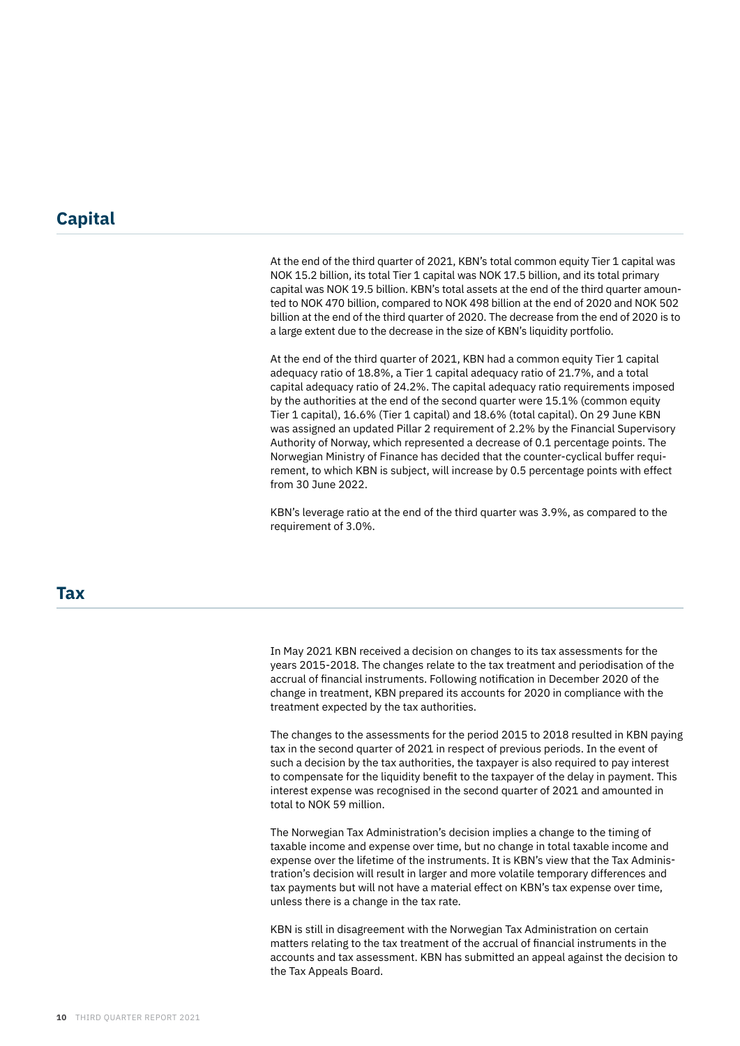## Capital

At the end of the third quarter of 2021, KBN's total common equity Tier 1 capital was NOK 15.2 billion, its total Tier 1 capital was NOK 17.5 billion, and its total primary capital was NOK 19.5 billion. KBN's total assets at the end of the third quarter amounted to NOK 470 billion, compared to NOK 498 billion at the end of 2020 and NOK 502 billion at the end of the third quarter of 2020. The decrease from the end of 2020 is to a large extent due to the decrease in the size of KBN's liquidity portfolio.

At the end of the third quarter of 2021, KBN had a common equity Tier 1 capital adequacy ratio of 18.8%, a Tier 1 capital adequacy ratio of 21.7%, and a total capital adequacy ratio of 24.2%. The capital adequacy ratio requirements imposed by the authorities at the end of the second quarter were 15.1% (common equity Tier 1 capital), 16.6% (Tier 1 capital) and 18.6% (total capital). On 29 June KBN was assigned an updated Pillar 2 requirement of 2.2% by the Financial Supervisory Authority of Norway, which represented a decrease of 0.1 percentage points. The Norwegian Ministry of Finance has decided that the counter-cyclical buffer requirement, to which KBN is subject, will increase by 0.5 percentage points with effect from 30 June 2022.

KBN's leverage ratio at the end of the third quarter was 3.9%, as compared to the requirement of 3.0%.

## Tax

In May 2021 KBN received a decision on changes to its tax assessments for the years 2015-2018. The changes relate to the tax treatment and periodisation of the accrual of financial instruments. Following notification in December 2020 of the change in treatment, KBN prepared its accounts for 2020 in compliance with the treatment expected by the tax authorities.

The changes to the assessments for the period 2015 to 2018 resulted in KBN paying tax in the second quarter of 2021 in respect of previous periods. In the event of such a decision by the tax authorities, the taxpayer is also required to pay interest to compensate for the liquidity benefit to the taxpayer of the delay in payment. This interest expense was recognised in the second quarter of 2021 and amounted in total to NOK 59 million.

The Norwegian Tax Administration's decision implies a change to the timing of taxable income and expense over time, but no change in total taxable income and expense over the lifetime of the instruments. It is KBN's view that the Tax Administration's decision will result in larger and more volatile temporary differences and tax payments but will not have a material effect on KBN's tax expense over time, unless there is a change in the tax rate.

KBN is still in disagreement with the Norwegian Tax Administration on certain matters relating to the tax treatment of the accrual of financial instruments in the accounts and tax assessment. KBN has submitted an appeal against the decision to the Tax Appeals Board.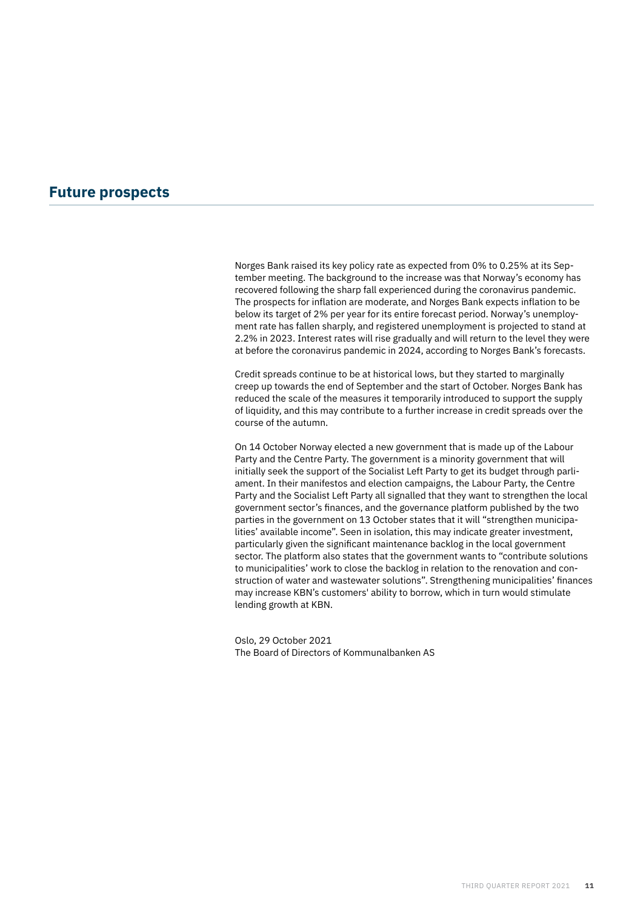## Future prospects

Norges Bank raised its key policy rate as expected from 0% to 0.25% at its September meeting. The background to the increase was that Norway's economy has recovered following the sharp fall experienced during the coronavirus pandemic. The prospects for inflation are moderate, and Norges Bank expects inflation to be below its target of 2% per year for its entire forecast period. Norway's unemployment rate has fallen sharply, and registered unemployment is projected to stand at 2.2% in 2023. Interest rates will rise gradually and will return to the level they were at before the coronavirus pandemic in 2024, according to Norges Bank's forecasts.

Credit spreads continue to be at historical lows, but they started to marginally creep up towards the end of September and the start of October. Norges Bank has reduced the scale of the measures it temporarily introduced to support the supply of liquidity, and this may contribute to a further increase in credit spreads over the course of the autumn.

On 14 October Norway elected a new government that is made up of the Labour Party and the Centre Party. The government is a minority government that will initially seek the support of the Socialist Left Party to get its budget through parliament. In their manifestos and election campaigns, the Labour Party, the Centre Party and the Socialist Left Party all signalled that they want to strengthen the local government sector's finances, and the governance platform published by the two parties in the government on 13 October states that it will "strengthen municipalities' available income". Seen in isolation, this may indicate greater investment, particularly given the significant maintenance backlog in the local government sector. The platform also states that the government wants to "contribute solutions to municipalities' work to close the backlog in relation to the renovation and construction of water and wastewater solutions". Strengthening municipalities' finances may increase KBN's customers' ability to borrow, which in turn would stimulate lending growth at KBN.

Oslo, 29 October 2021
The Board of Directors of Kommunalbanken AS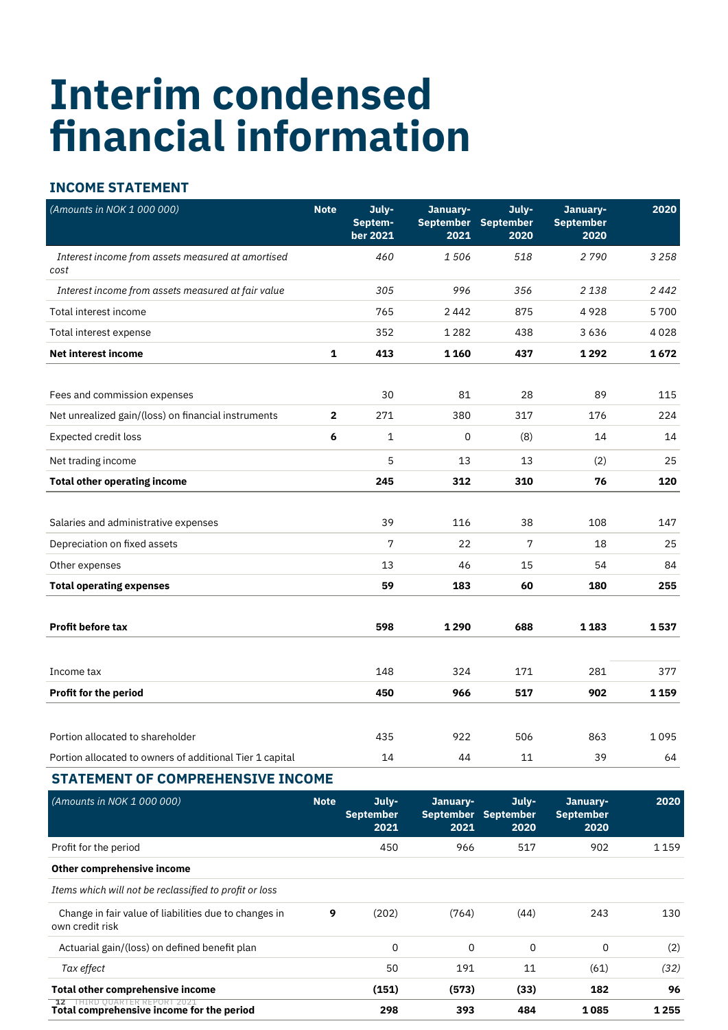# Interim condensed financial information

## INCOME STATEMENT

| (Amounts in NOK 1 000 000) | Note | July-September 2021 | January-September 2021 | July-September 2020 | January-September 2020 | 2020 |
|---|---|---|---|---|---|---|
| *Interest income from assets measured at amortised cost* | | *460* | *1 506* | *518* | *2 790* | *3 258* |
| *Interest income from assets measured at fair value* | | *305* | *996* | *356* | *2 138* | *2 442* |
| Total interest income | | 765 | 2 442 | 875 | 4 928 | 5 700 |
| Total interest expense | | 352 | 1 282 | 438 | 3 636 | 4 028 |
| **Net interest income** | **1** | **413** | **1 160** | **437** | **1 292** | **1 672** |
| | | | | | | |
| Fees and commission expenses | | 30 | 81 | 28 | 89 | 115 |
| Net unrealized gain/(loss) on financial instruments | 2 | 271 | 380 | 317 | 176 | 224 |
| Expected credit loss | 6 | 1 | 0 | (8) | 14 | 14 |
| Net trading income | | 5 | 13 | 13 | (2) | 25 |
| **Total other operating income** | | **245** | **312** | **310** | **76** | **120** |
| | | | | | | |
| Salaries and administrative expenses | | 39 | 116 | 38 | 108 | 147 |
| Depreciation on fixed assets | | 7 | 22 | 7 | 18 | 25 |
| Other expenses | | 13 | 46 | 15 | 54 | 84 |
| **Total operating expenses** | | **59** | **183** | **60** | **180** | **255** |
| | | | | | | |
| **Profit before tax** | | **598** | **1 290** | **688** | **1 183** | **1 537** |
| | | | | | | |
| Income tax | | 148 | 324 | 171 | 281 | 377 |
| **Profit for the period** | | **450** | **966** | **517** | **902** | **1 159** |
| | | | | | | |
| Portion allocated to shareholder | | 435 | 922 | 506 | 863 | 1 095 |
| Portion allocated to owners of additional Tier 1 capital | | 14 | 44 | 11 | 39 | 64 |

## STATEMENT OF COMPREHENSIVE INCOME

| (Amounts in NOK 1 000 000) | Note | July-September 2021 | January-September 2021 | July-September 2020 | January-September 2020 | 2020 |
|---|---|---|---|---|---|---|
| Profit for the period | | 450 | 966 | 517 | 902 | 1 159 |
| **Other comprehensive income** | | | | | | |
| *Items which will not be reclassified to profit or loss* | | | | | | |
| Change in fair value of liabilities due to changes in own credit risk | 9 | (202) | (764) | (44) | 243 | 130 |
| Actuarial gain/(loss) on defined benefit plan | | 0 | 0 | 0 | 0 | (2) |
| *Tax effect* | | 50 | 191 | 11 | (61) | *(32)* |
| **Total other comprehensive income** | | **(151)** | **(573)** | **(33)** | **182** | **96** |
| **Total comprehensive income for the period** | | **298** | **393** | **484** | **1 085** | **1 255** |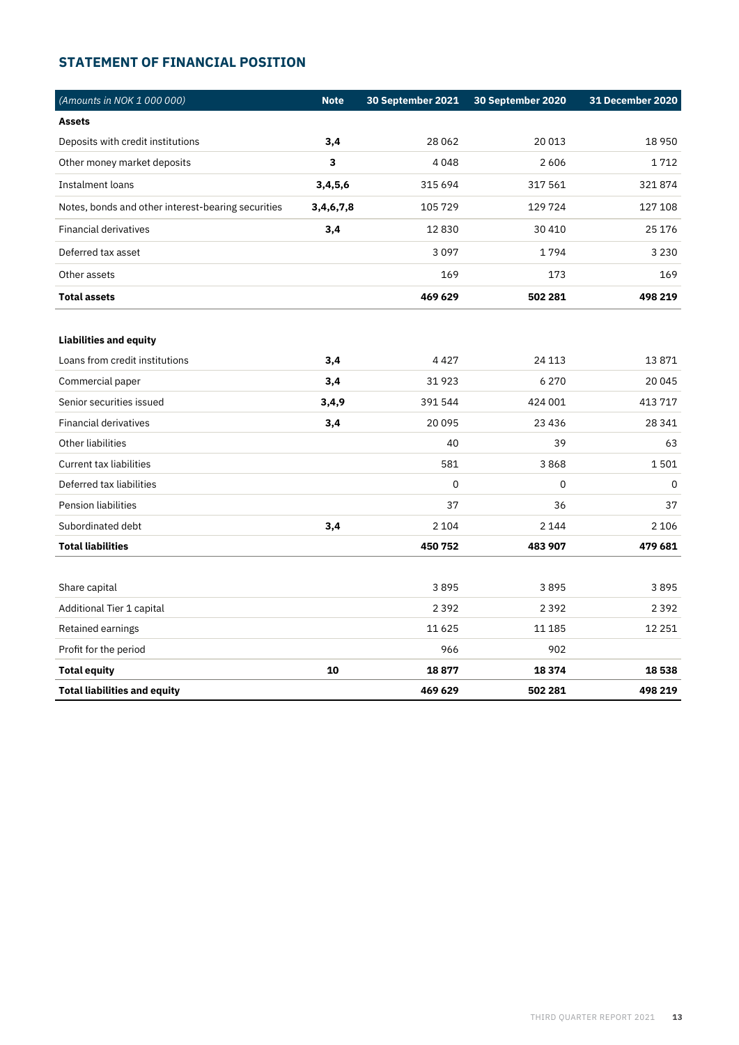## STATEMENT OF FINANCIAL POSITION

| *(Amounts in NOK 1 000 000)* | Note | 30 September 2021 | 30 September 2020 | 31 December 2020 |
|---|---|---|---|---|
| **Assets** | | | | |
| Deposits with credit institutions | **3,4** | 28 062 | 20 013 | 18 950 |
| Other money market deposits | **3** | 4 048 | 2 606 | 1 712 |
| Instalment loans | **3,4,5,6** | 315 694 | 317 561 | 321 874 |
| Notes, bonds and other interest-bearing securities | **3,4,6,7,8** | 105 729 | 129 724 | 127 108 |
| Financial derivatives | **3,4** | 12 830 | 30 410 | 25 176 |
| Deferred tax asset | | 3 097 | 1 794 | 3 230 |
| Other assets | | 169 | 173 | 169 |
| **Total assets** | | **469 629** | **502 281** | **498 219** |
| | | | | |
| **Liabilities and equity** | | | | |
| Loans from credit institutions | **3,4** | 4 427 | 24 113 | 13 871 |
| Commercial paper | **3,4** | 31 923 | 6 270 | 20 045 |
| Senior securities issued | **3,4,9** | 391 544 | 424 001 | 413 717 |
| Financial derivatives | **3,4** | 20 095 | 23 436 | 28 341 |
| Other liabilities | | 40 | 39 | 63 |
| Current tax liabilities | | 581 | 3 868 | 1 501 |
| Deferred tax liabilities | | 0 | 0 | 0 |
| Pension liabilities | | 37 | 36 | 37 |
| Subordinated debt | **3,4** | 2 104 | 2 144 | 2 106 |
| **Total liabilities** | | **450 752** | **483 907** | **479 681** |
| | | | | |
| Share capital | | 3 895 | 3 895 | 3 895 |
| Additional Tier 1 capital | | 2 392 | 2 392 | 2 392 |
| Retained earnings | | 11 625 | 11 185 | 12 251 |
| Profit for the period | | 966 | 902 | |
| **Total equity** | **10** | **18 877** | **18 374** | **18 538** |
| **Total liabilities and equity** | | **469 629** | **502 281** | **498 219** |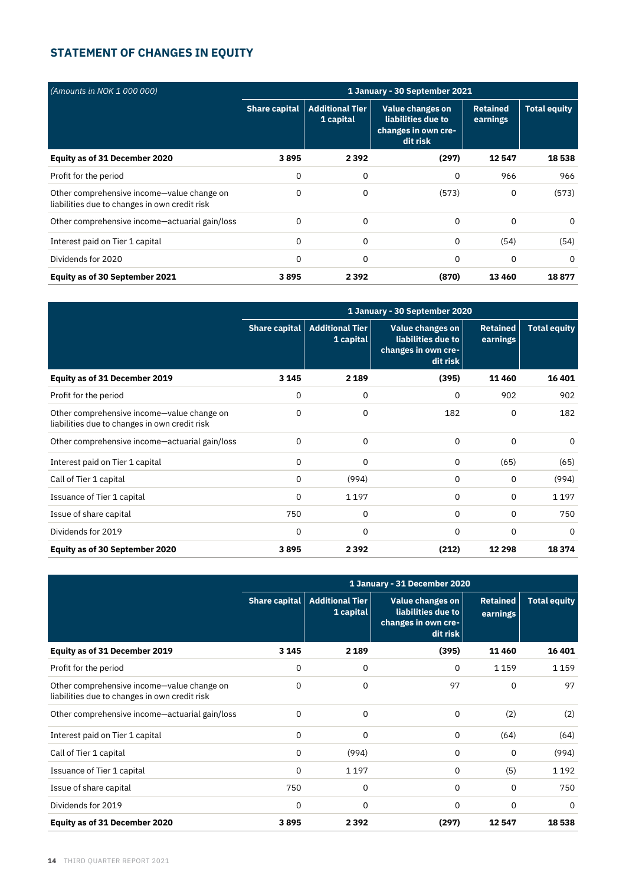## STATEMENT OF CHANGES IN EQUITY

| *(Amounts in NOK 1 000 000)* | 1 January - 30 September 2021 | | | | |
|---|---|---|---|---|---|
| | Share capital | Additional Tier 1 capital | Value changes on liabilities due to changes in own credit risk | Retained earnings | Total equity |
| **Equity as of 31 December 2020** | **3 895** | **2 392** | **(297)** | **12 547** | **18 538** |
| Profit for the period | 0 | 0 | 0 | 966 | 966 |
| Other comprehensive income—value change on liabilities due to changes in own credit risk | 0 | 0 | (573) | 0 | (573) |
| Other comprehensive income—actuarial gain/loss | 0 | 0 | 0 | 0 | 0 |
| Interest paid on Tier 1 capital | 0 | 0 | 0 | (54) | (54) |
| Dividends for 2020 | 0 | 0 | 0 | 0 | 0 |
| **Equity as of 30 September 2021** | **3 895** | **2 392** | **(870)** | **13 460** | **18 877** |

| | 1 January - 30 September 2020 | | | | |
|---|---|---|---|---|---|
| | Share capital | Additional Tier 1 capital | Value changes on liabilities due to changes in own credit risk | Retained earnings | Total equity |
| **Equity as of 31 December 2019** | **3 145** | **2 189** | **(395)** | **11 460** | **16 401** |
| Profit for the period | 0 | 0 | 0 | 902 | 902 |
| Other comprehensive income—value change on liabilities due to changes in own credit risk | 0 | 0 | 182 | 0 | 182 |
| Other comprehensive income—actuarial gain/loss | 0 | 0 | 0 | 0 | 0 |
| Interest paid on Tier 1 capital | 0 | 0 | 0 | (65) | (65) |
| Call of Tier 1 capital | 0 | (994) | 0 | 0 | (994) |
| Issuance of Tier 1 capital | 0 | 1 197 | 0 | 0 | 1 197 |
| Issue of share capital | 750 | 0 | 0 | 0 | 750 |
| Dividends for 2019 | 0 | 0 | 0 | 0 | 0 |
| **Equity as of 30 September 2020** | **3 895** | **2 392** | **(212)** | **12 298** | **18 374** |

| | 1 January - 31 December 2020 | | | | |
|---|---|---|---|---|---|
| | Share capital | Additional Tier 1 capital | Value changes on liabilities due to changes in own credit risk | Retained earnings | Total equity |
| **Equity as of 31 December 2019** | **3 145** | **2 189** | **(395)** | **11 460** | **16 401** |
| Profit for the period | 0 | 0 | 0 | 1 159 | 1 159 |
| Other comprehensive income—value change on liabilities due to changes in own credit risk | 0 | 0 | 97 | 0 | 97 |
| Other comprehensive income—actuarial gain/loss | 0 | 0 | 0 | (2) | (2) |
| Interest paid on Tier 1 capital | 0 | 0 | 0 | (64) | (64) |
| Call of Tier 1 capital | 0 | (994) | 0 | 0 | (994) |
| Issuance of Tier 1 capital | 0 | 1 197 | 0 | (5) | 1 192 |
| Issue of share capital | 750 | 0 | 0 | 0 | 750 |
| Dividends for 2019 | 0 | 0 | 0 | 0 | 0 |
| **Equity as of 31 December 2020** | **3 895** | **2 392** | **(297)** | **12 547** | **18 538** |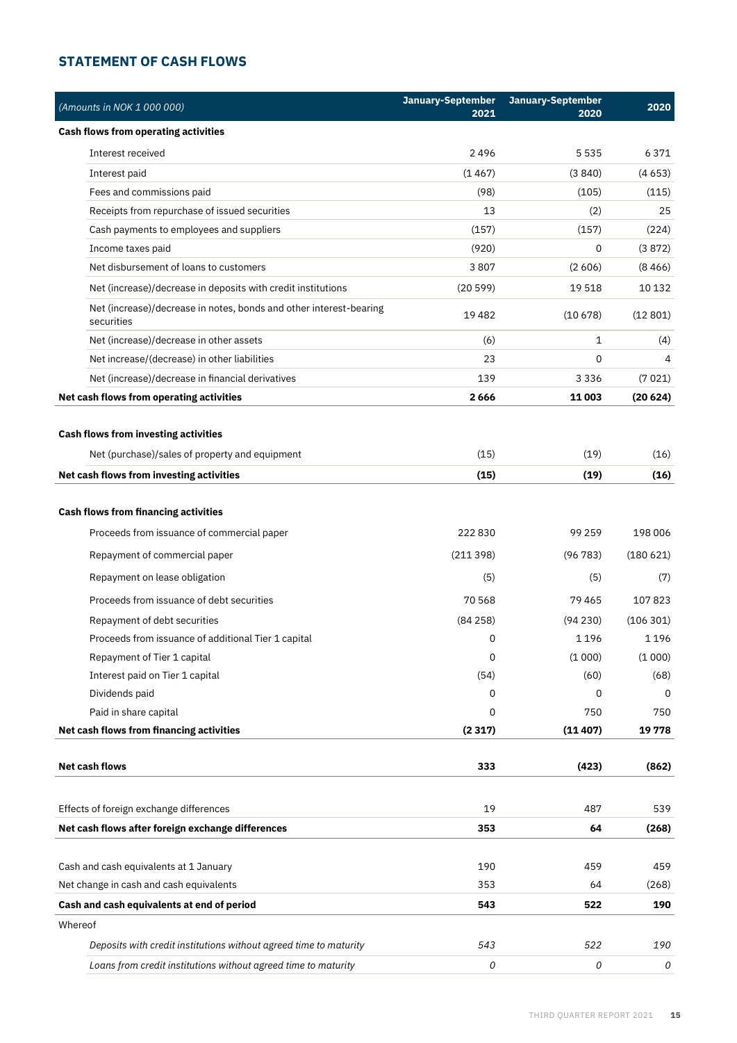## STATEMENT OF CASH FLOWS

| *(Amounts in NOK 1 000 000)* | January-September 2021 | January-September 2020 | 2020 |
|---|---|---|---|
| **Cash flows from operating activities** | | | |
| Interest received | 2 496 | 5 535 | 6 371 |
| Interest paid | (1 467) | (3 840) | (4 653) |
| Fees and commissions paid | (98) | (105) | (115) |
| Receipts from repurchase of issued securities | 13 | (2) | 25 |
| Cash payments to employees and suppliers | (157) | (157) | (224) |
| Income taxes paid | (920) | 0 | (3 872) |
| Net disbursement of loans to customers | 3 807 | (2 606) | (8 466) |
| Net (increase)/decrease in deposits with credit institutions | (20 599) | 19 518 | 10 132 |
| Net (increase)/decrease in notes, bonds and other interest-bearing securities | 19 482 | (10 678) | (12 801) |
| Net (increase)/decrease in other assets | (6) | 1 | (4) |
| Net increase/(decrease) in other liabilities | 23 | 0 | 4 |
| Net (increase)/decrease in financial derivatives | 139 | 3 336 | (7 021) |
| **Net cash flows from operating activities** | **2 666** | **11 003** | **(20 624)** |
| | | | |
| **Cash flows from investing activities** | | | |
| Net (purchase)/sales of property and equipment | (15) | (19) | (16) |
| **Net cash flows from investing activities** | **(15)** | **(19)** | **(16)** |
| | | | |
| **Cash flows from financing activities** | | | |
| Proceeds from issuance of commercial paper | 222 830 | 99 259 | 198 006 |
| Repayment of commercial paper | (211 398) | (96 783) | (180 621) |
| Repayment on lease obligation | (5) | (5) | (7) |
| Proceeds from issuance of debt securities | 70 568 | 79 465 | 107 823 |
| Repayment of debt securities | (84 258) | (94 230) | (106 301) |
| Proceeds from issuance of additional Tier 1 capital | 0 | 1 196 | 1 196 |
| Repayment of Tier 1 capital | 0 | (1 000) | (1 000) |
| Interest paid on Tier 1 capital | (54) | (60) | (68) |
| Dividends paid | 0 | 0 | 0 |
| Paid in share capital | 0 | 750 | 750 |
| **Net cash flows from financing activities** | **(2 317)** | **(11 407)** | **19 778** |
| | | | |
| **Net cash flows** | **333** | **(423)** | **(862)** |
| | | | |
| Effects of foreign exchange differences | 19 | 487 | 539 |
| **Net cash flows after foreign exchange differences** | **353** | **64** | **(268)** |
| | | | |
| Cash and cash equivalents at 1 January | 190 | 459 | 459 |
| Net change in cash and cash equivalents | 353 | 64 | (268) |
| **Cash and cash equivalents at end of period** | **543** | **522** | **190** |
| Whereof | | | |
| *Deposits with credit institutions without agreed time to maturity* | *543* | *522* | *190* |
| *Loans from credit institutions without agreed time to maturity* | *0* | *0* | *0* |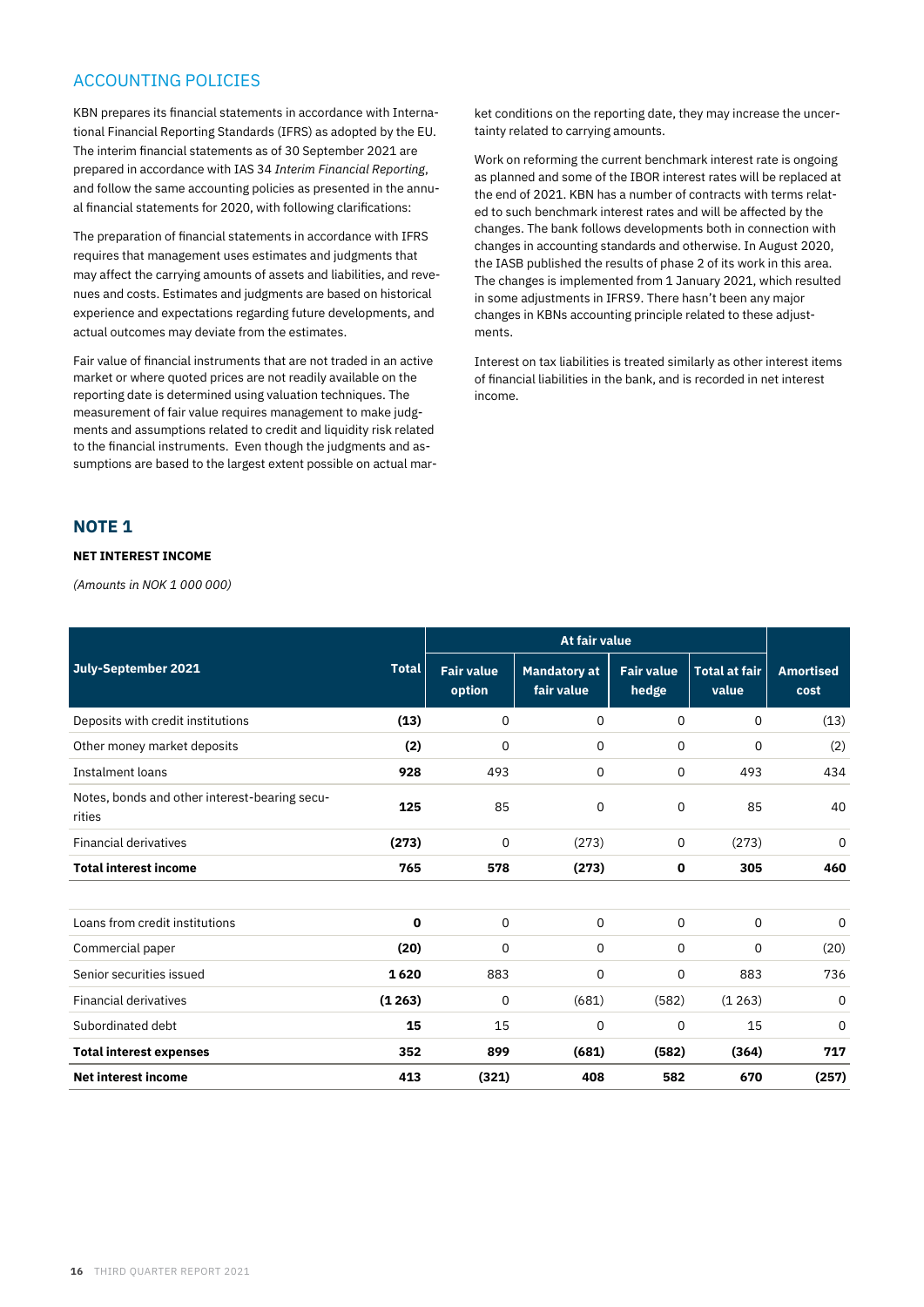## ACCOUNTING POLICIES

KBN prepares its financial statements in accordance with International Financial Reporting Standards (IFRS) as adopted by the EU. The interim financial statements as of 30 September 2021 are prepared in accordance with IAS 34 *Interim Financial Reporting*, and follow the same accounting policies as presented in the annual financial statements for 2020, with following clarifications:

The preparation of financial statements in accordance with IFRS requires that management uses estimates and judgments that may affect the carrying amounts of assets and liabilities, and revenues and costs. Estimates and judgments are based on historical experience and expectations regarding future developments, and actual outcomes may deviate from the estimates.

Fair value of financial instruments that are not traded in an active market or where quoted prices are not readily available on the reporting date is determined using valuation techniques. The measurement of fair value requires management to make judgments and assumptions related to credit and liquidity risk related to the financial instruments. Even though the judgments and assumptions are based to the largest extent possible on actual market conditions on the reporting date, they may increase the uncertainty related to carrying amounts.

Work on reforming the current benchmark interest rate is ongoing as planned and some of the IBOR interest rates will be replaced at the end of 2021. KBN has a number of contracts with terms related to such benchmark interest rates and will be affected by the changes. The bank follows developments both in connection with changes in accounting standards and otherwise. In August 2020, the IASB published the results of phase 2 of its work in this area. The changes is implemented from 1 January 2021, which resulted in some adjustments in IFRS9. There hasn't been any major changes in KBNs accounting principle related to these adjustments.

Interest on tax liabilities is treated similarly as other interest items of financial liabilities in the bank, and is recorded in net interest income.

## NOTE 1

### NET INTEREST INCOME

*(Amounts in NOK 1 000 000)*

| July-September 2021 | Total | At fair value | | | | Amortised cost |
|---|---|---|---|---|---|---|
| | | Fair value option | Mandatory at fair value | Fair value hedge | Total at fair value | |
| Deposits with credit institutions | **(13)** | 0 | 0 | 0 | 0 | (13) |
| Other money market deposits | **(2)** | 0 | 0 | 0 | 0 | (2) |
| Instalment loans | **928** | 493 | 0 | 0 | 493 | 434 |
| Notes, bonds and other interest-bearing securities | **125** | 85 | 0 | 0 | 85 | 40 |
| Financial derivatives | **(273)** | 0 | (273) | 0 | (273) | 0 |
| **Total interest income** | **765** | **578** | **(273)** | **0** | **305** | **460** |
| | | | | | | |
| Loans from credit institutions | **0** | 0 | 0 | 0 | 0 | 0 |
| Commercial paper | **(20)** | 0 | 0 | 0 | 0 | (20) |
| Senior securities issued | **1 620** | 883 | 0 | 0 | 883 | 736 |
| Financial derivatives | **(1 263)** | 0 | (681) | (582) | (1 263) | 0 |
| Subordinated debt | **15** | 15 | 0 | 0 | 15 | 0 |
| **Total interest expenses** | **352** | **899** | **(681)** | **(582)** | **(364)** | **717** |
| **Net interest income** | **413** | **(321)** | **408** | **582** | **670** | **(257)** |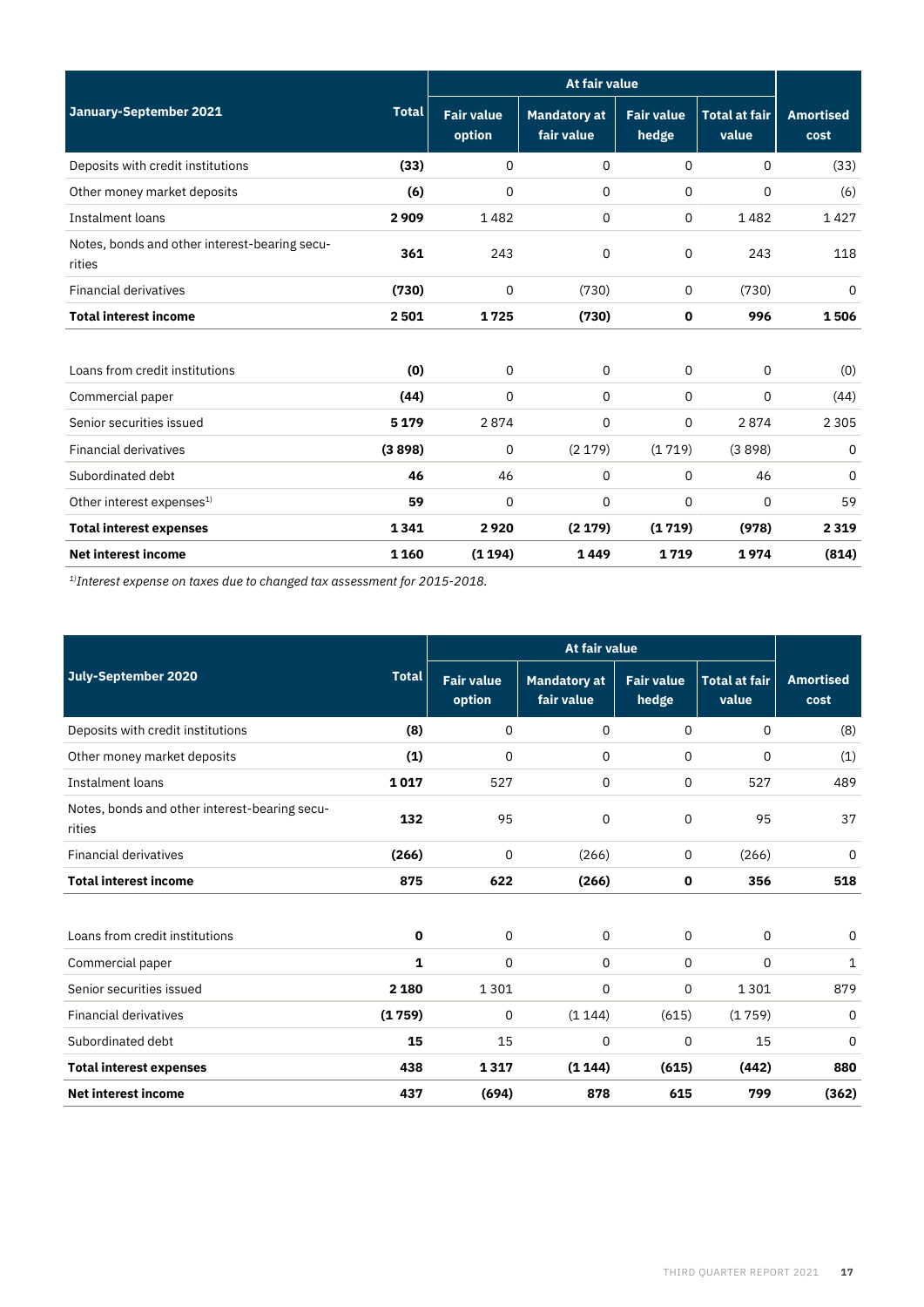| January-September 2021 | Total | At fair value | | | | Amortised cost |
|---|---|---|---|---|---|---|
| | | Fair value option | Mandatory at fair value | Fair value hedge | Total at fair value | |
| Deposits with credit institutions | **(33)** | 0 | 0 | 0 | 0 | (33) |
| Other money market deposits | **(6)** | 0 | 0 | 0 | 0 | (6) |
| Instalment loans | **2 909** | 1 482 | 0 | 0 | 1 482 | 1 427 |
| Notes, bonds and other interest-bearing securities | **361** | 243 | 0 | 0 | 243 | 118 |
| Financial derivatives | **(730)** | 0 | (730) | 0 | (730) | 0 |
| **Total interest income** | **2 501** | **1 725** | **(730)** | **0** | **996** | **1 506** |
| | | | | | | |
| Loans from credit institutions | **(0)** | 0 | 0 | 0 | 0 | (0) |
| Commercial paper | **(44)** | 0 | 0 | 0 | 0 | (44) |
| Senior securities issued | **5 179** | 2 874 | 0 | 0 | 2 874 | 2 305 |
| Financial derivatives | **(3 898)** | 0 | (2 179) | (1 719) | (3 898) | 0 |
| Subordinated debt | **46** | 46 | 0 | 0 | 46 | 0 |
| Other interest expenses[1)] | **59** | 0 | 0 | 0 | 0 | 59 |
| **Total interest expenses** | **1 341** | **2 920** | **(2 179)** | **(1 719)** | **(978)** | **2 319** |
| **Net interest income** | **1 160** | **(1 194)** | **1 449** | **1 719** | **1 974** | **(814)** |

*[1)]Interest expense on taxes due to changed tax assessment for 2015-2018.*

| July-September 2020 | Total | At fair value | | | | Amortised cost |
|---|---|---|---|---|---|---|
| | | Fair value option | Mandatory at fair value | Fair value hedge | Total at fair value | |
| Deposits with credit institutions | **(8)** | 0 | 0 | 0 | 0 | (8) |
| Other money market deposits | **(1)** | 0 | 0 | 0 | 0 | (1) |
| Instalment loans | **1 017** | 527 | 0 | 0 | 527 | 489 |
| Notes, bonds and other interest-bearing securities | **132** | 95 | 0 | 0 | 95 | 37 |
| Financial derivatives | **(266)** | 0 | (266) | 0 | (266) | 0 |
| **Total interest income** | **875** | **622** | **(266)** | **0** | **356** | **518** |
| | | | | | | |
| Loans from credit institutions | **0** | 0 | 0 | 0 | 0 | 0 |
| Commercial paper | **1** | 0 | 0 | 0 | 0 | 1 |
| Senior securities issued | **2 180** | 1 301 | 0 | 0 | 1 301 | 879 |
| Financial derivatives | **(1 759)** | 0 | (1 144) | (615) | (1 759) | 0 |
| Subordinated debt | **15** | 15 | 0 | 0 | 15 | 0 |
| **Total interest expenses** | **438** | **1 317** | **(1 144)** | **(615)** | **(442)** | **880** |
| **Net interest income** | **437** | **(694)** | **878** | **615** | **799** | **(362)** |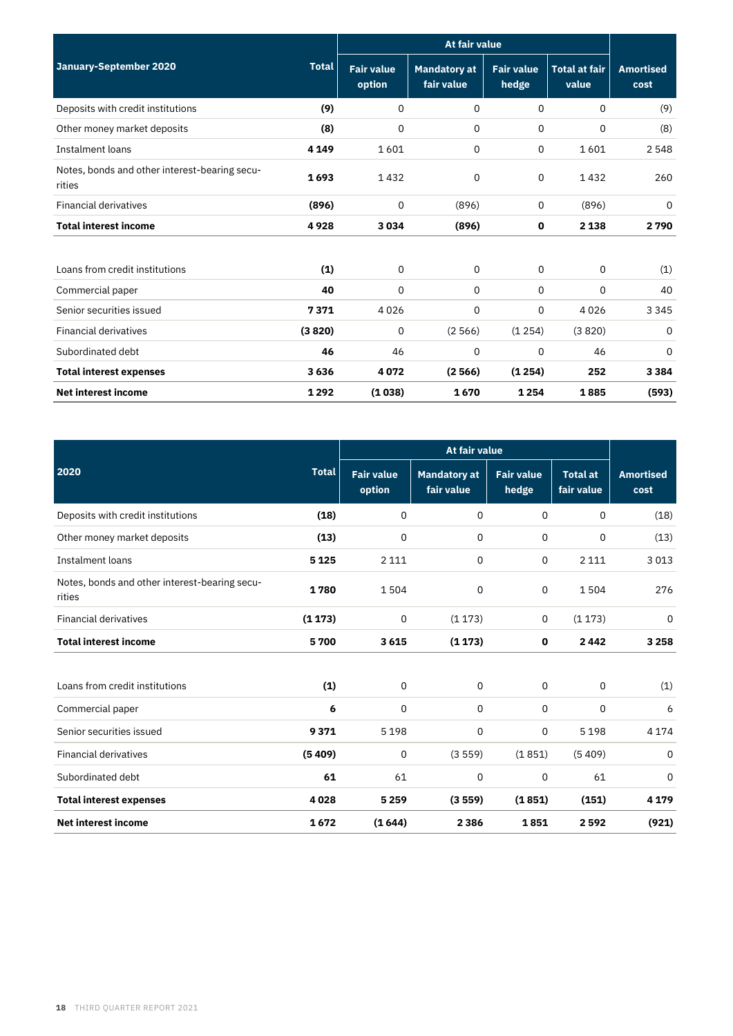| January-September 2020 | Total | At fair value | | | | Amortised cost |
|---|---|---|---|---|---|---|
| | | Fair value option | Mandatory at fair value | Fair value hedge | Total at fair value | |
| Deposits with credit institutions | **(9)** | 0 | 0 | 0 | 0 | (9) |
| Other money market deposits | **(8)** | 0 | 0 | 0 | 0 | (8) |
| Instalment loans | **4 149** | 1 601 | 0 | 0 | 1 601 | 2 548 |
| Notes, bonds and other interest-bearing securities | **1 693** | 1 432 | 0 | 0 | 1 432 | 260 |
| Financial derivatives | **(896)** | 0 | (896) | 0 | (896) | 0 |
| **Total interest income** | **4 928** | **3 034** | **(896)** | **0** | **2 138** | **2 790** |
| | | | | | | |
| Loans from credit institutions | **(1)** | 0 | 0 | 0 | 0 | (1) |
| Commercial paper | **40** | 0 | 0 | 0 | 0 | 40 |
| Senior securities issued | **7 371** | 4 026 | 0 | 0 | 4 026 | 3 345 |
| Financial derivatives | **(3 820)** | 0 | (2 566) | (1 254) | (3 820) | 0 |
| Subordinated debt | **46** | 46 | 0 | 0 | 46 | 0 |
| **Total interest expenses** | **3 636** | **4 072** | **(2 566)** | **(1 254)** | **252** | **3 384** |
| **Net interest income** | **1 292** | **(1 038)** | **1 670** | **1 254** | **1 885** | **(593)** |

| 2020 | Total | At fair value | | | | Amortised cost |
|---|---|---|---|---|---|---|
| | | Fair value option | Mandatory at fair value | Fair value hedge | Total at fair value | |
| Deposits with credit institutions | **(18)** | 0 | 0 | 0 | 0 | (18) |
| Other money market deposits | **(13)** | 0 | 0 | 0 | 0 | (13) |
| Instalment loans | **5 125** | 2 111 | 0 | 0 | 2 111 | 3 013 |
| Notes, bonds and other interest-bearing securities | **1 780** | 1 504 | 0 | 0 | 1 504 | 276 |
| Financial derivatives | **(1 173)** | 0 | (1 173) | 0 | (1 173) | 0 |
| **Total interest income** | **5 700** | **3 615** | **(1 173)** | **0** | **2 442** | **3 258** |
| | | | | | | |
| Loans from credit institutions | **(1)** | 0 | 0 | 0 | 0 | (1) |
| Commercial paper | **6** | 0 | 0 | 0 | 0 | 6 |
| Senior securities issued | **9 371** | 5 198 | 0 | 0 | 5 198 | 4 174 |
| Financial derivatives | **(5 409)** | 0 | (3 559) | (1 851) | (5 409) | 0 |
| Subordinated debt | **61** | 61 | 0 | 0 | 61 | 0 |
| **Total interest expenses** | **4 028** | **5 259** | **(3 559)** | **(1 851)** | **(151)** | **4 179** |
| **Net interest income** | **1 672** | **(1 644)** | **2 386** | **1 851** | **2 592** | **(921)** |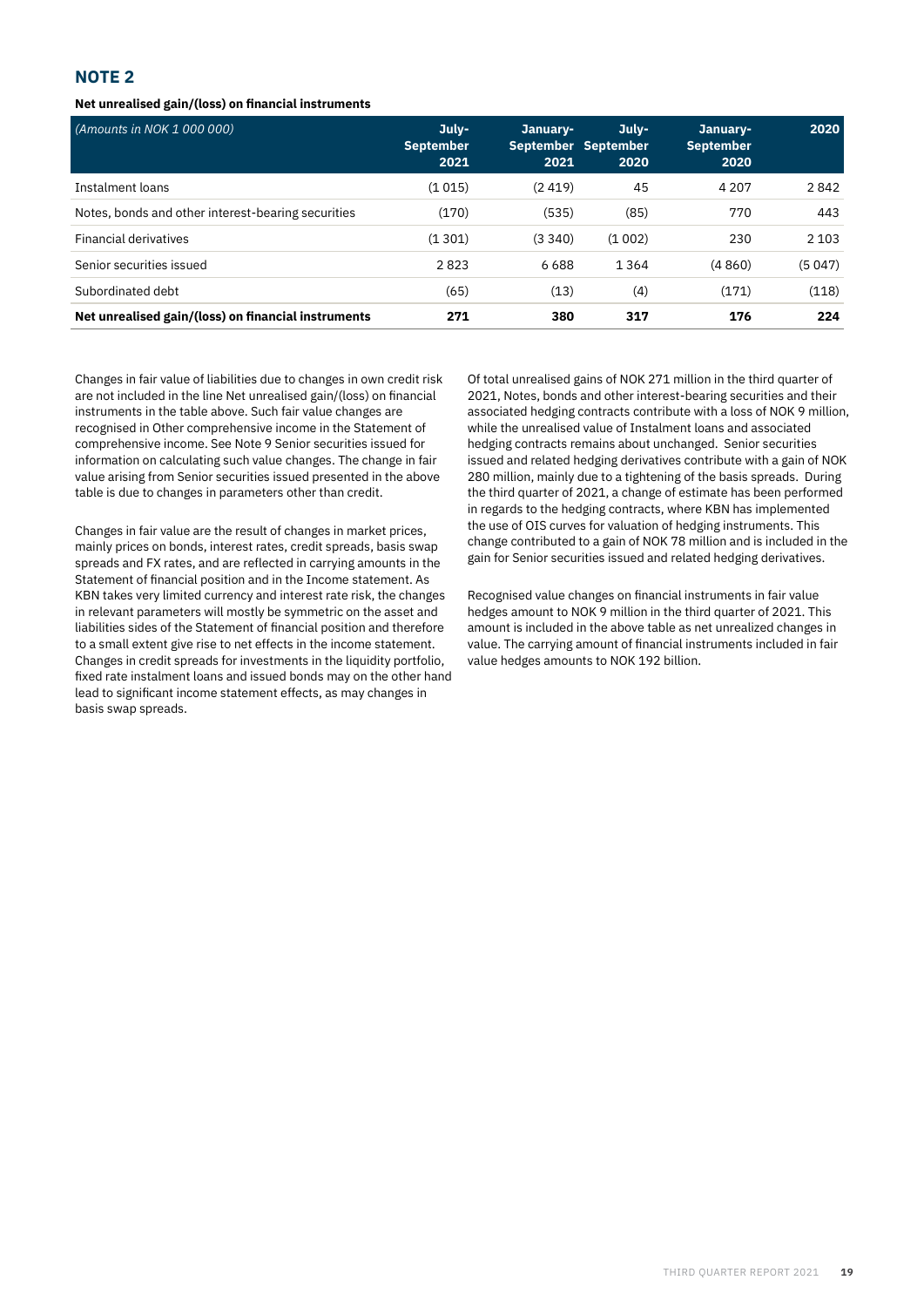## NOTE 2

**Net unrealised gain/(loss) on financial instruments**

| *(Amounts in NOK 1 000 000)* | July-September 2021 | January-September 2021 | July-September 2020 | January-September 2020 | 2020 |
|---|---|---|---|---|---|
| Instalment loans | (1 015) | (2 419) | 45 | 4 207 | 2 842 |
| Notes, bonds and other interest-bearing securities | (170) | (535) | (85) | 770 | 443 |
| Financial derivatives | (1 301) | (3 340) | (1 002) | 230 | 2 103 |
| Senior securities issued | 2 823 | 6 688 | 1 364 | (4 860) | (5 047) |
| Subordinated debt | (65) | (13) | (4) | (171) | (118) |
| **Net unrealised gain/(loss) on financial instruments** | **271** | **380** | **317** | **176** | **224** |

Changes in fair value of liabilities due to changes in own credit risk are not included in the line Net unrealised gain/(loss) on financial instruments in the table above. Such fair value changes are recognised in Other comprehensive income in the Statement of comprehensive income. See Note 9 Senior securities issued for information on calculating such value changes. The change in fair value arising from Senior securities issued presented in the above table is due to changes in parameters other than credit.

Changes in fair value are the result of changes in market prices, mainly prices on bonds, interest rates, credit spreads, basis swap spreads and FX rates, and are reflected in carrying amounts in the Statement of financial position and in the Income statement. As KBN takes very limited currency and interest rate risk, the changes in relevant parameters will mostly be symmetric on the asset and liabilities sides of the Statement of financial position and therefore to a small extent give rise to net effects in the income statement. Changes in credit spreads for investments in the liquidity portfolio, fixed rate instalment loans and issued bonds may on the other hand lead to significant income statement effects, as may changes in basis swap spreads.

Of total unrealised gains of NOK 271 million in the third quarter of 2021, Notes, bonds and other interest-bearing securities and their associated hedging contracts contribute with a loss of NOK 9 million, while the unrealised value of Instalment loans and associated hedging contracts remains about unchanged. Senior securities issued and related hedging derivatives contribute with a gain of NOK 280 million, mainly due to a tightening of the basis spreads. During the third quarter of 2021, a change of estimate has been performed in regards to the hedging contracts, where KBN has implemented the use of OIS curves for valuation of hedging instruments. This change contributed to a gain of NOK 78 million and is included in the gain for Senior securities issued and related hedging derivatives.

Recognised value changes on financial instruments in fair value hedges amount to NOK 9 million in the third quarter of 2021. This amount is included in the above table as net unrealized changes in value. The carrying amount of financial instruments included in fair value hedges amounts to NOK 192 billion.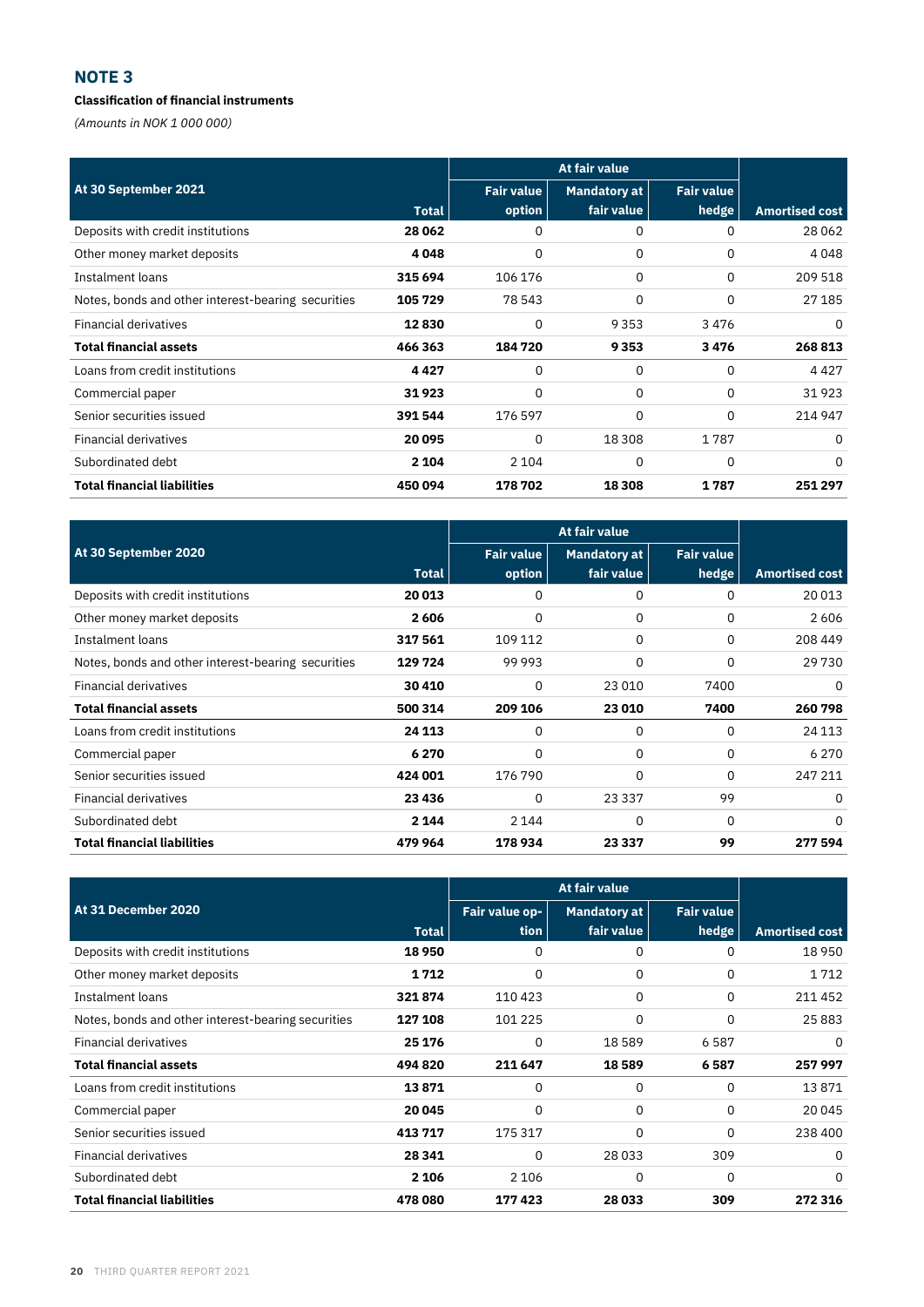## NOTE 3

**Classification of financial instruments**

*(Amounts in NOK 1 000 000)*

| At 30 September 2021 | | At fair value | | | |
|---|---|---|---|---|---|
| | Total | Fair value option | Mandatory at fair value | Fair value hedge | Amortised cost |
| Deposits with credit institutions | **28 062** | 0 | 0 | 0 | 28 062 |
| Other money market deposits | **4 048** | 0 | 0 | 0 | 4 048 |
| Instalment loans | **315 694** | 106 176 | 0 | 0 | 209 518 |
| Notes, bonds and other interest-bearing securities | **105 729** | 78 543 | 0 | 0 | 27 185 |
| Financial derivatives | **12 830** | 0 | 9 353 | 3 476 | 0 |
| **Total financial assets** | **466 363** | **184 720** | **9 353** | **3 476** | **268 813** |
| Loans from credit institutions | **4 427** | 0 | 0 | 0 | 4 427 |
| Commercial paper | **31 923** | 0 | 0 | 0 | 31 923 |
| Senior securities issued | **391 544** | 176 597 | 0 | 0 | 214 947 |
| Financial derivatives | **20 095** | 0 | 18 308 | 1 787 | 0 |
| Subordinated debt | **2 104** | 2 104 | 0 | 0 | 0 |
| **Total financial liabilities** | **450 094** | **178 702** | **18 308** | **1 787** | **251 297** |

| At 30 September 2020 | | At fair value | | | |
|---|---|---|---|---|---|
| | Total | Fair value option | Mandatory at fair value | Fair value hedge | Amortised cost |
| Deposits with credit institutions | **20 013** | 0 | 0 | 0 | 20 013 |
| Other money market deposits | **2 606** | 0 | 0 | 0 | 2 606 |
| Instalment loans | **317 561** | 109 112 | 0 | 0 | 208 449 |
| Notes, bonds and other interest-bearing securities | **129 724** | 99 993 | 0 | 0 | 29 730 |
| Financial derivatives | **30 410** | 0 | 23 010 | 7400 | 0 |
| **Total financial assets** | **500 314** | **209 106** | **23 010** | **7400** | **260 798** |
| Loans from credit institutions | **24 113** | 0 | 0 | 0 | 24 113 |
| Commercial paper | **6 270** | 0 | 0 | 0 | 6 270 |
| Senior securities issued | **424 001** | 176 790 | 0 | 0 | 247 211 |
| Financial derivatives | **23 436** | 0 | 23 337 | 99 | 0 |
| Subordinated debt | **2 144** | 2 144 | 0 | 0 | 0 |
| **Total financial liabilities** | **479 964** | **178 934** | **23 337** | **99** | **277 594** |

| At 31 December 2020 | | At fair value | | | |
|---|---|---|---|---|---|
| | Total | Fair value option | Mandatory at fair value | Fair value hedge | Amortised cost |
| Deposits with credit institutions | **18 950** | 0 | 0 | 0 | 18 950 |
| Other money market deposits | **1 712** | 0 | 0 | 0 | 1 712 |
| Instalment loans | **321 874** | 110 423 | 0 | 0 | 211 452 |
| Notes, bonds and other interest-bearing securities | **127 108** | 101 225 | 0 | 0 | 25 883 |
| Financial derivatives | **25 176** | 0 | 18 589 | 6 587 | 0 |
| **Total financial assets** | **494 820** | **211 647** | **18 589** | **6 587** | **257 997** |
| Loans from credit institutions | **13 871** | 0 | 0 | 0 | 13 871 |
| Commercial paper | **20 045** | 0 | 0 | 0 | 20 045 |
| Senior securities issued | **413 717** | 175 317 | 0 | 0 | 238 400 |
| Financial derivatives | **28 341** | 0 | 28 033 | 309 | 0 |
| Subordinated debt | **2 106** | 2 106 | 0 | 0 | 0 |
| **Total financial liabilities** | **478 080** | **177 423** | **28 033** | **309** | **272 316** |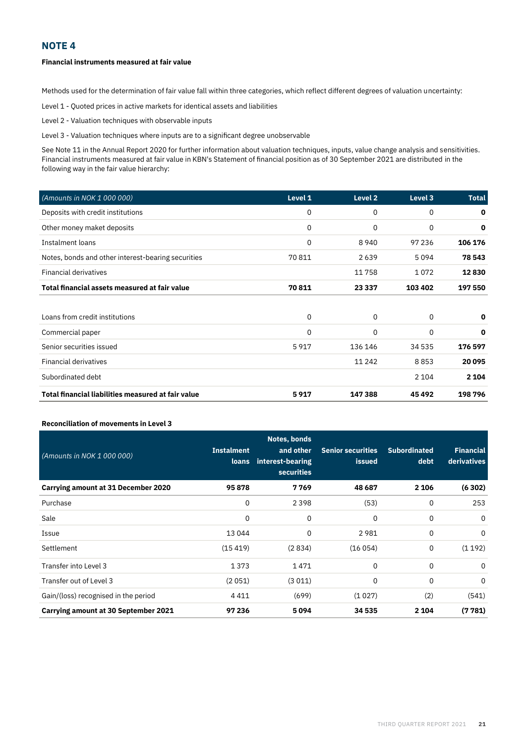## NOTE 4

**Financial instruments measured at fair value**

Methods used for the determination of fair value fall within three categories, which reflect different degrees of valuation uncertainty:

Level 1 - Quoted prices in active markets for identical assets and liabilities

Level 2 - Valuation techniques with observable inputs

Level 3 - Valuation techniques where inputs are to a significant degree unobservable

See Note 11 in the Annual Report 2020 for further information about valuation techniques, inputs, value change analysis and sensitivities. Financial instruments measured at fair value in KBN's Statement of financial position as of 30 September 2021 are distributed in the following way in the fair value hierarchy:

| *(Amounts in NOK 1 000 000)* | Level 1 | Level 2 | Level 3 | Total |
|---|---|---|---|---|
| Deposits with credit institutions | 0 | 0 | 0 | **0** |
| Other money maket deposits | 0 | 0 | 0 | **0** |
| Instalment loans | 0 | 8 940 | 97 236 | **106 176** |
| Notes, bonds and other interest-bearing securities | 70 811 | 2 639 | 5 094 | **78 543** |
| Financial derivatives | | 11 758 | 1 072 | **12 830** |
| **Total financial assets measured at fair value** | **70 811** | **23 337** | **103 402** | **197 550** |
| | | | | |
| Loans from credit institutions | 0 | 0 | 0 | **0** |
| Commercial paper | 0 | 0 | 0 | **0** |
| Senior securities issued | 5 917 | 136 146 | 34 535 | **176 597** |
| Financial derivatives | | 11 242 | 8 853 | **20 095** |
| Subordinated debt | | | 2 104 | **2 104** |
| **Total financial liabilities measured at fair value** | **5 917** | **147 388** | **45 492** | **198 796** |

**Reconciliation of movements in Level 3**

| *(Amounts in NOK 1 000 000)* | Instalment loans | Notes, bonds and other interest-bearing securities | Senior securities issued | Subordinated debt | Financial derivatives |
|---|---|---|---|---|---|
| **Carrying amount at 31 December 2020** | **95 878** | **7 769** | **48 687** | **2 106** | **(6 302)** |
| Purchase | 0 | 2 398 | (53) | 0 | 253 |
| Sale | 0 | 0 | 0 | 0 | 0 |
| Issue | 13 044 | 0 | 2 981 | 0 | 0 |
| Settlement | (15 419) | (2 834) | (16 054) | 0 | (1 192) |
| Transfer into Level 3 | 1 373 | 1 471 | 0 | 0 | 0 |
| Transfer out of Level 3 | (2 051) | (3 011) | 0 | 0 | 0 |
| Gain/(loss) recognised in the period | 4 411 | (699) | (1 027) | (2) | (541) |
| **Carrying amount at 30 September 2021** | **97 236** | **5 094** | **34 535** | **2 104** | **(7 781)** |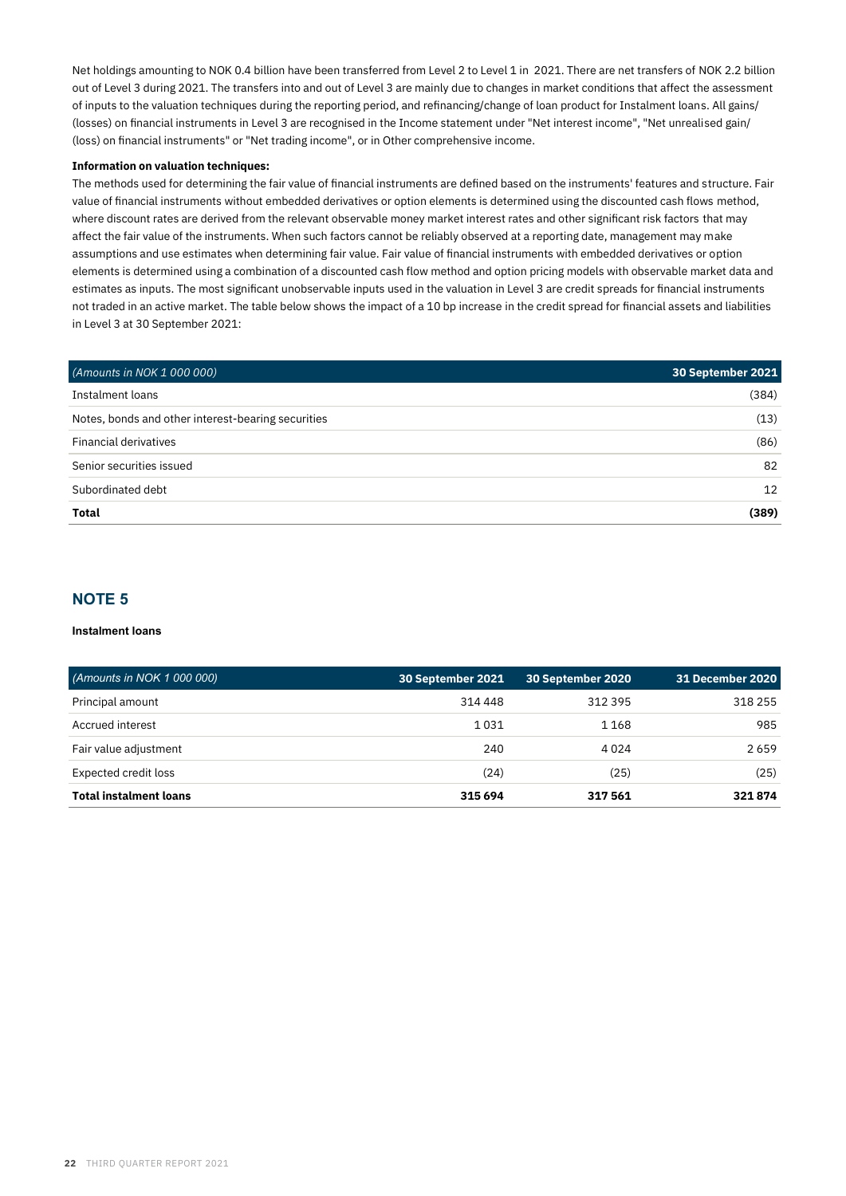Net holdings amounting to NOK 0.4 billion have been transferred from Level 2 to Level 1 in 2021. There are net transfers of NOK 2.2 billion out of Level 3 during 2021. The transfers into and out of Level 3 are mainly due to changes in market conditions that affect the assessment of inputs to the valuation techniques during the reporting period, and refinancing/change of loan product for Instalment loans. All gains/(losses) on financial instruments in Level 3 are recognised in the Income statement under "Net interest income", "Net unrealised gain/(loss) on financial instruments" or "Net trading income", or in Other comprehensive income.

**Information on valuation techniques:**

The methods used for determining the fair value of financial instruments are defined based on the instruments' features and structure. Fair value of financial instruments without embedded derivatives or option elements is determined using the discounted cash flows method, where discount rates are derived from the relevant observable money market interest rates and other significant risk factors that may affect the fair value of the instruments. When such factors cannot be reliably observed at a reporting date, management may make assumptions and use estimates when determining fair value. Fair value of financial instruments with embedded derivatives or option elements is determined using a combination of a discounted cash flow method and option pricing models with observable market data and estimates as inputs. The most significant unobservable inputs used in the valuation in Level 3 are credit spreads for financial instruments not traded in an active market. The table below shows the impact of a 10 bp increase in the credit spread for financial assets and liabilities in Level 3 at 30 September 2021:

| *(Amounts in NOK 1 000 000)* | **30 September 2021** |
|---|---|
| Instalment loans | (384) |
| Notes, bonds and other interest-bearing securities | (13) |
| Financial derivatives | (86) |
| Senior securities issued | 82 |
| Subordinated debt | 12 |
| **Total** | **(389)** |

## NOTE 5

**Instalment loans**

| *(Amounts in NOK 1 000 000)* | **30 September 2021** | **30 September 2020** | **31 December 2020** |
|---|---|---|---|
| Principal amount | 314 448 | 312 395 | 318 255 |
| Accrued interest | 1 031 | 1 168 | 985 |
| Fair value adjustment | 240 | 4 024 | 2 659 |
| Expected credit loss | (24) | (25) | (25) |
| **Total instalment loans** | **315 694** | **317 561** | **321 874** |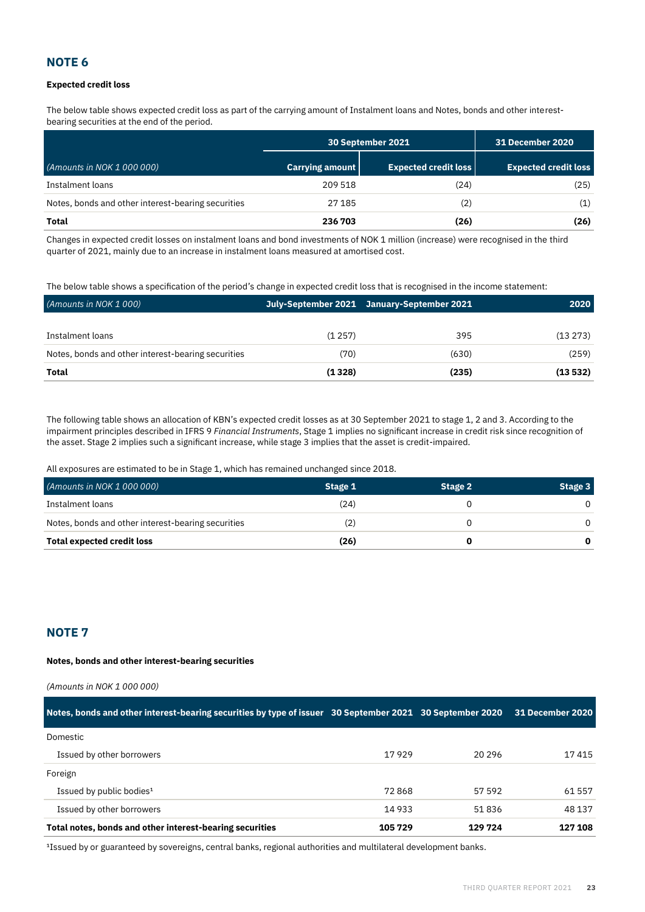## NOTE 6

**Expected credit loss**

The below table shows expected credit loss as part of the carrying amount of Instalment loans and Notes, bonds and other interest-bearing securities at the end of the period.

| | 30 September 2021 | | 31 December 2020 |
|---|---|---|---|
| *(Amounts in NOK 1 000 000)* | **Carrying amount** | **Expected credit loss** | **Expected credit loss** |
| Instalment loans | 209 518 | (24) | (25) |
| Notes, bonds and other interest-bearing securities | 27 185 | (2) | (1) |
| **Total** | **236 703** | **(26)** | **(26)** |

Changes in expected credit losses on instalment loans and bond investments of NOK 1 million (increase) were recognised in the third quarter of 2021, mainly due to an increase in instalment loans measured at amortised cost.

The below table shows a specification of the period's change in expected credit loss that is recognised in the income statement:

| *(Amounts in NOK 1 000)* | July-September 2021 | January-September 2021 | 2020 |
|---|---|---|---|
| Instalment loans | (1 257) | 395 | (13 273) |
| Notes, bonds and other interest-bearing securities | (70) | (630) | (259) |
| **Total** | **(1 328)** | **(235)** | **(13 532)** |

The following table shows an allocation of KBN's expected credit losses as at 30 September 2021 to stage 1, 2 and 3. According to the impairment principles described in IFRS 9 *Financial Instruments*, Stage 1 implies no significant increase in credit risk since recognition of the asset. Stage 2 implies such a significant increase, while stage 3 implies that the asset is credit-impaired.

All exposures are estimated to be in Stage 1, which has remained unchanged since 2018.

| *(Amounts in NOK 1 000 000)* | Stage 1 | Stage 2 | Stage 3 |
|---|---|---|---|
| Instalment loans | (24) | 0 | 0 |
| Notes, bonds and other interest-bearing securities | (2) | 0 | 0 |
| **Total expected credit loss** | **(26)** | **0** | **0** |

## NOTE 7

**Notes, bonds and other interest-bearing securities**

*(Amounts in NOK 1 000 000)*

| Notes, bonds and other interest-bearing securities by type of issuer | 30 September 2021 | 30 September 2020 | 31 December 2020 |
|---|---|---|---|
| Domestic | | | |
| Issued by other borrowers | 17 929 | 20 296 | 17 415 |
| Foreign | | | |
| Issued by public bodies[1] | 72 868 | 57 592 | 61 557 |
| Issued by other borrowers | 14 933 | 51 836 | 48 137 |
| **Total notes, bonds and other interest-bearing securities** | **105 729** | **129 724** | **127 108** |

[1]Issued by or guaranteed by sovereigns, central banks, regional authorities and multilateral development banks.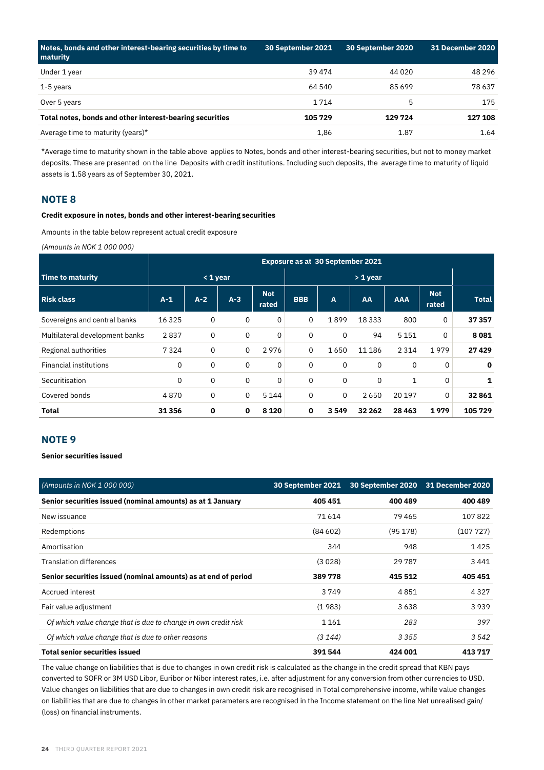| Notes, bonds and other interest-bearing securities by time to maturity | 30 September 2021 | 30 September 2020 | 31 December 2020 |
|---|---|---|---|
| Under 1 year | 39 474 | 44 020 | 48 296 |
| 1-5 years | 64 540 | 85 699 | 78 637 |
| Over 5 years | 1 714 | 5 | 175 |
| **Total notes, bonds and other interest-bearing securities** | **105 729** | **129 724** | **127 108** |
| Average time to maturity (years)* | 1,86 | 1.87 | 1.64 |

*Average time to maturity shown in the table above applies to Notes, bonds and other interest-bearing securities, but not to money market deposits. These are presented on the line Deposits with credit institutions. Including such deposits, the average time to maturity of liquid assets is 1.58 years as of September 30, 2021.

## NOTE 8

**Credit exposure in notes, bonds and other interest-bearing securities**

Amounts in the table below represent actual credit exposure

*(Amounts in NOK 1 000 000)*

| | Exposure as at 30 September 2021 | | | | | | | | | |
|---|---|---|---|---|---|---|---|---|---|---|
| **Time to maturity** | < 1 year | | | | > 1 year | | | | | |
| **Risk class** | A-1 | A-2 | A-3 | Not rated | BBB | A | AA | AAA | Not rated | Total |
| Sovereigns and central banks | 16 325 | 0 | 0 | 0 | 0 | 1 899 | 18 333 | 800 | 0 | **37 357** |
| Multilateral development banks | 2 837 | 0 | 0 | 0 | 0 | 0 | 94 | 5 151 | 0 | **8 081** |
| Regional authorities | 7 324 | 0 | 0 | 2 976 | 0 | 1 650 | 11 186 | 2 314 | 1 979 | **27 429** |
| Financial institutions | 0 | 0 | 0 | 0 | 0 | 0 | 0 | 0 | 0 | **0** |
| Securitisation | 0 | 0 | 0 | 0 | 0 | 0 | 0 | 1 | 0 | **1** |
| Covered bonds | 4 870 | 0 | 0 | 5 144 | 0 | 0 | 2 650 | 20 197 | 0 | **32 861** |
| **Total** | **31 356** | **0** | **0** | **8 120** | **0** | **3 549** | **32 262** | **28 463** | **1 979** | **105 729** |

## NOTE 9

**Senior securities issued**

| *(Amounts in NOK 1 000 000)* | 30 September 2021 | 30 September 2020 | 31 December 2020 |
|---|---|---|---|
| **Senior securities issued (nominal amounts) as at 1 January** | **405 451** | **400 489** | **400 489** |
| New issuance | 71 614 | 79 465 | 107 822 |
| Redemptions | (84 602) | (95 178) | (107 727) |
| Amortisation | 344 | 948 | 1 425 |
| Translation differences | (3 028) | 29 787 | 3 441 |
| **Senior securities issued (nominal amounts) as at end of period** | **389 778** | **415 512** | **405 451** |
| Accrued interest | 3 749 | 4 851 | 4 327 |
| Fair value adjustment | (1 983) | 3 638 | 3 939 |
| *Of which value change that is due to change in own credit risk* | 1 161 | *283* | *397* |
| *Of which value change that is due to other reasons* | *(3 144)* | *3 355* | *3 542* |
| **Total senior securities issued** | **391 544** | **424 001** | **413 717** |

The value change on liabilities that is due to changes in own credit risk is calculated as the change in the credit spread that KBN pays converted to SOFR or 3M USD Libor, Euribor or Nibor interest rates, i.e. after adjustment for any conversion from other currencies to USD. Value changes on liabilities that are due to changes in own credit risk are recognised in Total comprehensive income, while value changes on liabilities that are due to changes in other market parameters are recognised in the Income statement on the line Net unrealised gain/(loss) on financial instruments.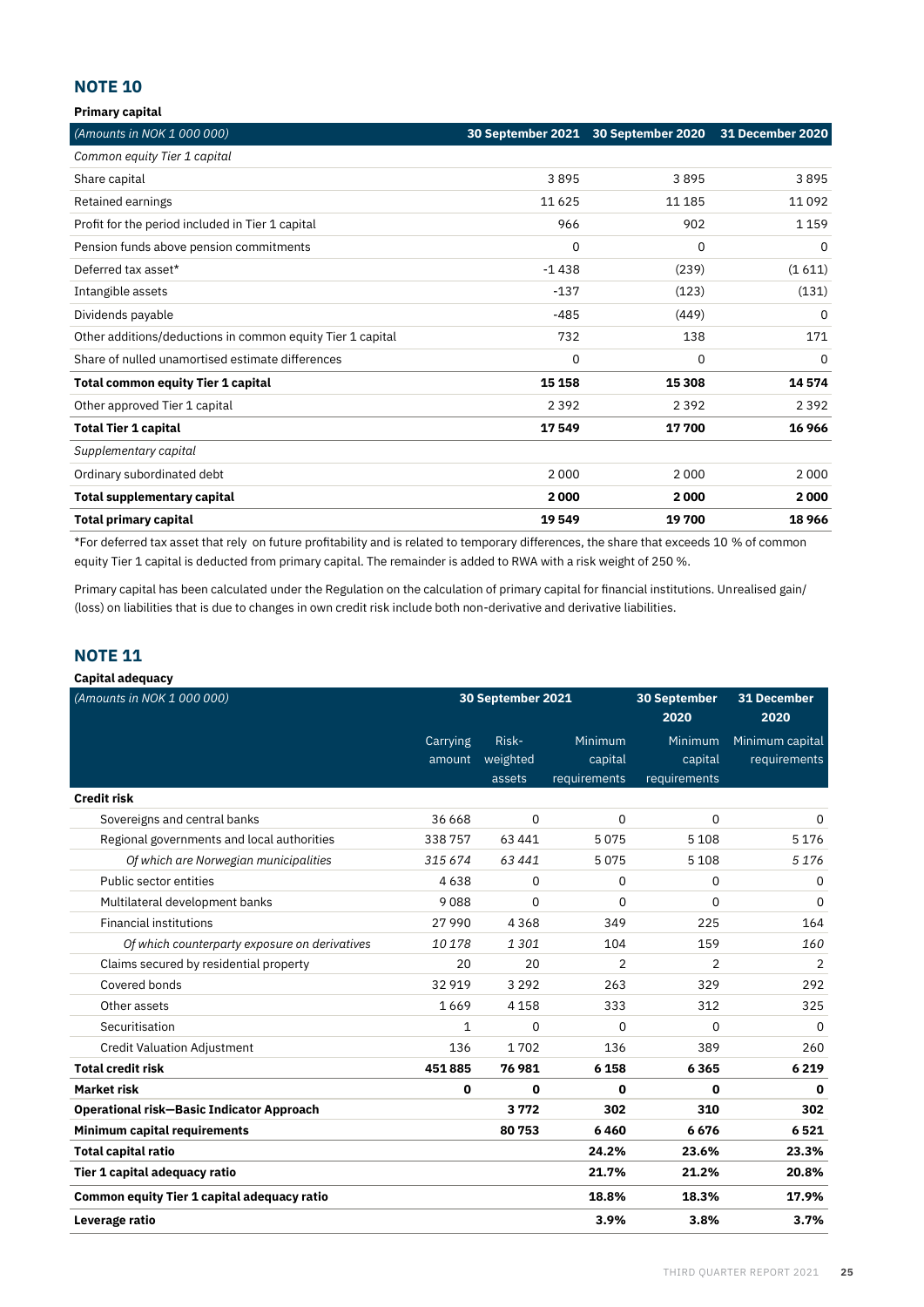## NOTE 10

**Primary capital**

| *(Amounts in NOK 1 000 000)* | 30 September 2021 | 30 September 2020 | 31 December 2020 |
|---|---|---|---|
| *Common equity Tier 1 capital* | | | |
| Share capital | 3 895 | 3 895 | 3 895 |
| Retained earnings | 11 625 | 11 185 | 11 092 |
| Profit for the period included in Tier 1 capital | 966 | 902 | 1 159 |
| Pension funds above pension commitments | 0 | 0 | 0 |
| Deferred tax asset* | -1 438 | (239) | (1 611) |
| Intangible assets | -137 | (123) | (131) |
| Dividends payable | -485 | (449) | 0 |
| Other additions/deductions in common equity Tier 1 capital | 732 | 138 | 171 |
| Share of nulled unamortised estimate differences | 0 | 0 | 0 |
| **Total common equity Tier 1 capital** | **15 158** | **15 308** | **14 574** |
| Other approved Tier 1 capital | 2 392 | 2 392 | 2 392 |
| **Total Tier 1 capital** | **17 549** | **17 700** | **16 966** |
| *Supplementary capital* | | | |
| Ordinary subordinated debt | 2 000 | 2 000 | 2 000 |
| **Total supplementary capital** | **2 000** | **2 000** | **2 000** |
| **Total primary capital** | **19 549** | **19 700** | **18 966** |

*For deferred tax asset that rely on future profitability and is related to temporary differences, the share that exceeds 10 % of common equity Tier 1 capital is deducted from primary capital. The remainder is added to RWA with a risk weight of 250 %.

Primary capital has been calculated under the Regulation on the calculation of primary capital for financial institutions. Unrealised gain/(loss) on liabilities that is due to changes in own credit risk include both non-derivative and derivative liabilities.

## NOTE 11

**Capital adequacy**

| *(Amounts in NOK 1 000 000)* | 30 September 2021 | | | 30 September 2020 | 31 December 2020 |
|---|---|---|---|---|---|
| | Carrying amount | Risk-weighted assets | Minimum capital requirements | Minimum capital requirements | Minimum capital requirements |
| **Credit risk** | | | | | |
| Sovereigns and central banks | 36 668 | 0 | 0 | 0 | 0 |
| Regional governments and local authorities | 338 757 | 63 441 | 5 075 | 5 108 | 5 176 |
| *Of which are Norwegian municipalities* | *315 674* | *63 441* | *5 075* | *5 108* | *5 176* |
| Public sector entities | 4 638 | 0 | 0 | 0 | 0 |
| Multilateral development banks | 9 088 | 0 | 0 | 0 | 0 |
| Financial institutions | 27 990 | 4 368 | 349 | 225 | 164 |
| *Of which counterparty exposure on derivatives* | *10 178* | *1 301* | *104* | *159* | *160* |
| Claims secured by residential property | 20 | 20 | 2 | 2 | 2 |
| Covered bonds | 32 919 | 3 292 | 263 | 329 | 292 |
| Other assets | 1 669 | 4 158 | 333 | 312 | 325 |
| Securitisation | 1 | 0 | 0 | 0 | 0 |
| Credit Valuation Adjustment | 136 | 1 702 | 136 | 389 | 260 |
| **Total credit risk** | **451 885** | **76 981** | **6 158** | **6 365** | **6 219** |
| **Market risk** | **0** | **0** | **0** | **0** | **0** |
| **Operational risk—Basic Indicator Approach** | | **3 772** | **302** | **310** | **302** |
| **Minimum capital requirements** | | **80 753** | **6 460** | **6 676** | **6 521** |
| **Total capital ratio** | | | **24.2%** | **23.6%** | **23.3%** |
| **Tier 1 capital adequacy ratio** | | | **21.7%** | **21.2%** | **20.8%** |
| **Common equity Tier 1 capital adequacy ratio** | | | **18.8%** | **18.3%** | **17.9%** |
| **Leverage ratio** | | | **3.9%** | **3.8%** | **3.7%** |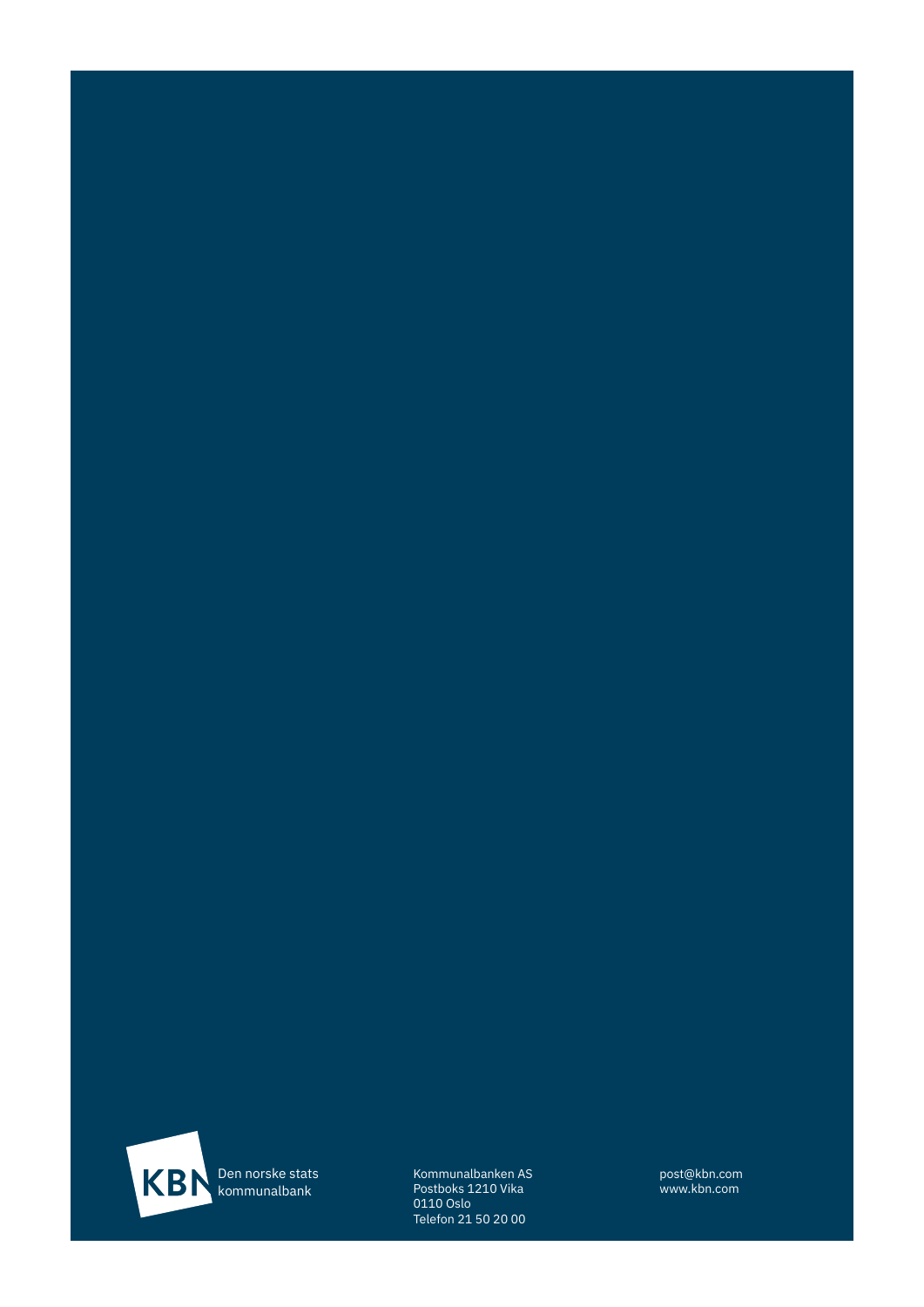KBN

Den norske stats
kommunalbank

Kommunalbanken AS
Postboks 1210 Vika
0110 Oslo
Telefon 21 50 20 00

post@kbn.com
www.kbn.com